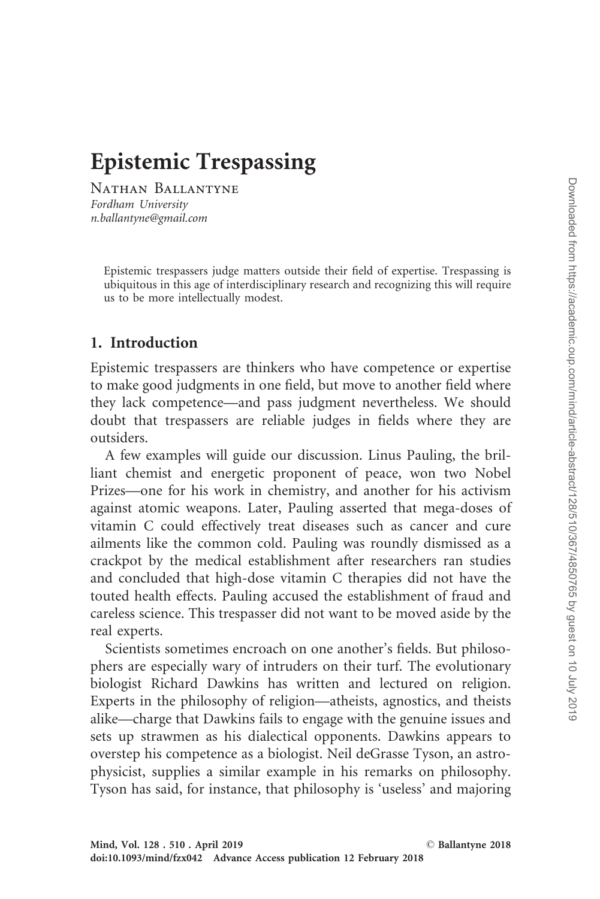# Epistemic Trespassing

Nathan Ballantyne
*Fordham University*
*n.ballantyne@gmail.com*

Epistemic trespassers judge matters outside their field of expertise. Trespassing is ubiquitous in this age of interdisciplinary research and recognizing this will require us to be more intellectually modest.

## 1. Introduction

Epistemic trespassers are thinkers who have competence or expertise to make good judgments in one field, but move to another field where they lack competence—and pass judgment nevertheless. We should doubt that trespassers are reliable judges in fields where they are outsiders.

A few examples will guide our discussion. Linus Pauling, the brilliant chemist and energetic proponent of peace, won two Nobel Prizes—one for his work in chemistry, and another for his activism against atomic weapons. Later, Pauling asserted that mega-doses of vitamin C could effectively treat diseases such as cancer and cure ailments like the common cold. Pauling was roundly dismissed as a crackpot by the medical establishment after researchers ran studies and concluded that high-dose vitamin C therapies did not have the touted health effects. Pauling accused the establishment of fraud and careless science. This trespasser did not want to be moved aside by the real experts.

Scientists sometimes encroach on one another's fields. But philosophers are especially wary of intruders on their turf. The evolutionary biologist Richard Dawkins has written and lectured on religion. Experts in the philosophy of religion—atheists, agnostics, and theists alike—charge that Dawkins fails to engage with the genuine issues and sets up strawmen as his dialectical opponents. Dawkins appears to overstep his competence as a biologist. Neil deGrasse Tyson, an astrophysicist, supplies a similar example in his remarks on philosophy. Tyson has said, for instance, that philosophy is 'useless' and majoring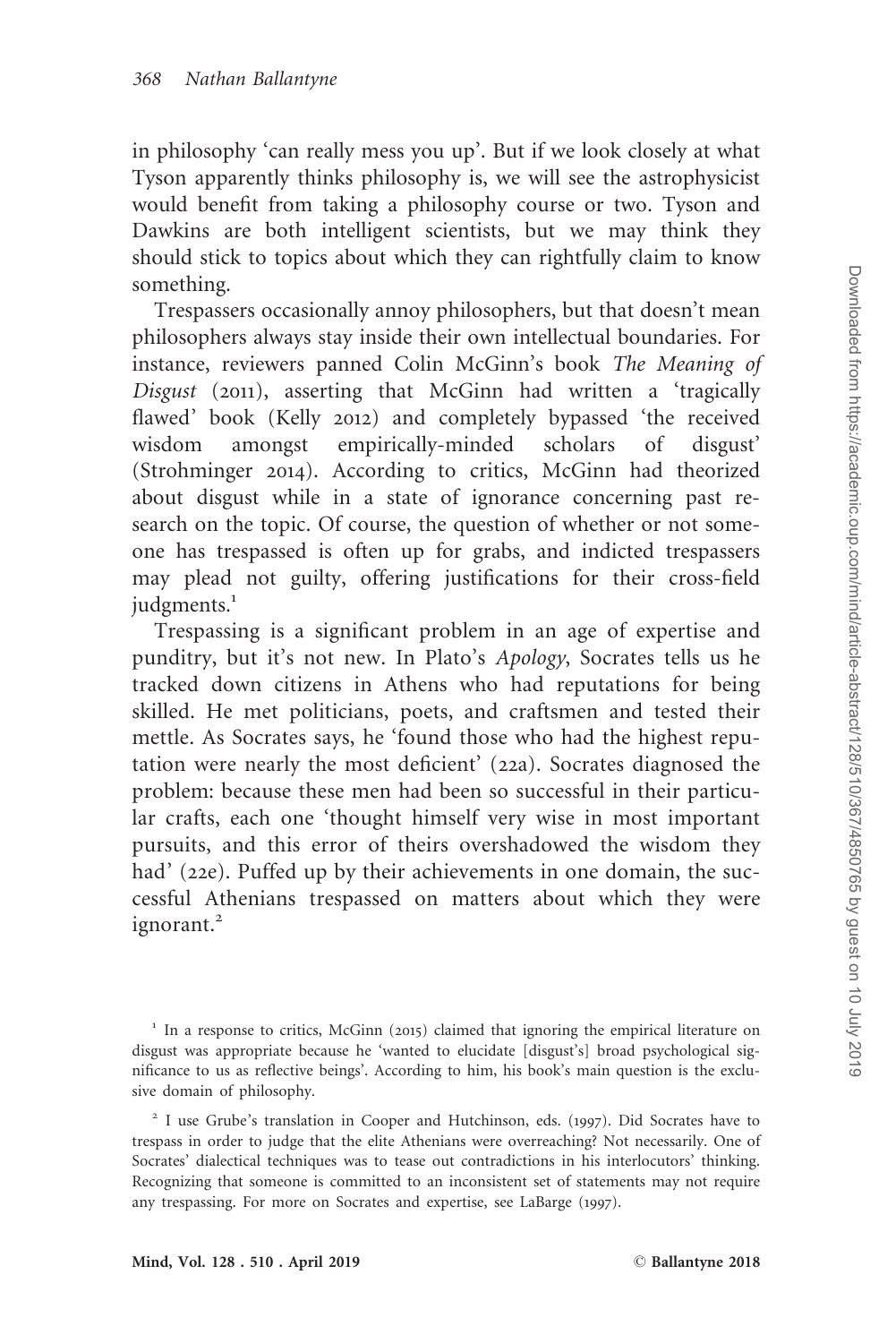in philosophy 'can really mess you up'. But if we look closely at what Tyson apparently thinks philosophy is, we will see the astrophysicist would benefit from taking a philosophy course or two. Tyson and Dawkins are both intelligent scientists, but we may think they should stick to topics about which they can rightfully claim to know something.

Trespassers occasionally annoy philosophers, but that doesn't mean philosophers always stay inside their own intellectual boundaries. For instance, reviewers panned Colin McGinn's book *The Meaning of Disgust* (2011), asserting that McGinn had written a 'tragically flawed' book (Kelly 2012) and completely bypassed 'the received wisdom amongst empirically-minded scholars of disgust' (Strohminger 2014). According to critics, McGinn had theorized about disgust while in a state of ignorance concerning past research on the topic. Of course, the question of whether or not someone has trespassed is often up for grabs, and indicted trespassers may plead not guilty, offering justifications for their cross-field judgments.[1]

Trespassing is a significant problem in an age of expertise and punditry, but it's not new. In Plato's *Apology*, Socrates tells us he tracked down citizens in Athens who had reputations for being skilled. He met politicians, poets, and craftsmen and tested their mettle. As Socrates says, he 'found those who had the highest reputation were nearly the most deficient' (22a). Socrates diagnosed the problem: because these men had been so successful in their particular crafts, each one 'thought himself very wise in most important pursuits, and this error of theirs overshadowed the wisdom they had' (22e). Puffed up by their achievements in one domain, the successful Athenians trespassed on matters about which they were ignorant.[2]

[1] In a response to critics, McGinn (2015) claimed that ignoring the empirical literature on disgust was appropriate because he 'wanted to elucidate [disgust's] broad psychological significance to us as reflective beings'. According to him, his book's main question is the exclusive domain of philosophy.

[2] I use Grube's translation in Cooper and Hutchinson, eds. (1997). Did Socrates have to trespass in order to judge that the elite Athenians were overreaching? Not necessarily. One of Socrates' dialectical techniques was to tease out contradictions in his interlocutors' thinking. Recognizing that someone is committed to an inconsistent set of statements may not require any trespassing. For more on Socrates and expertise, see LaBarge (1997).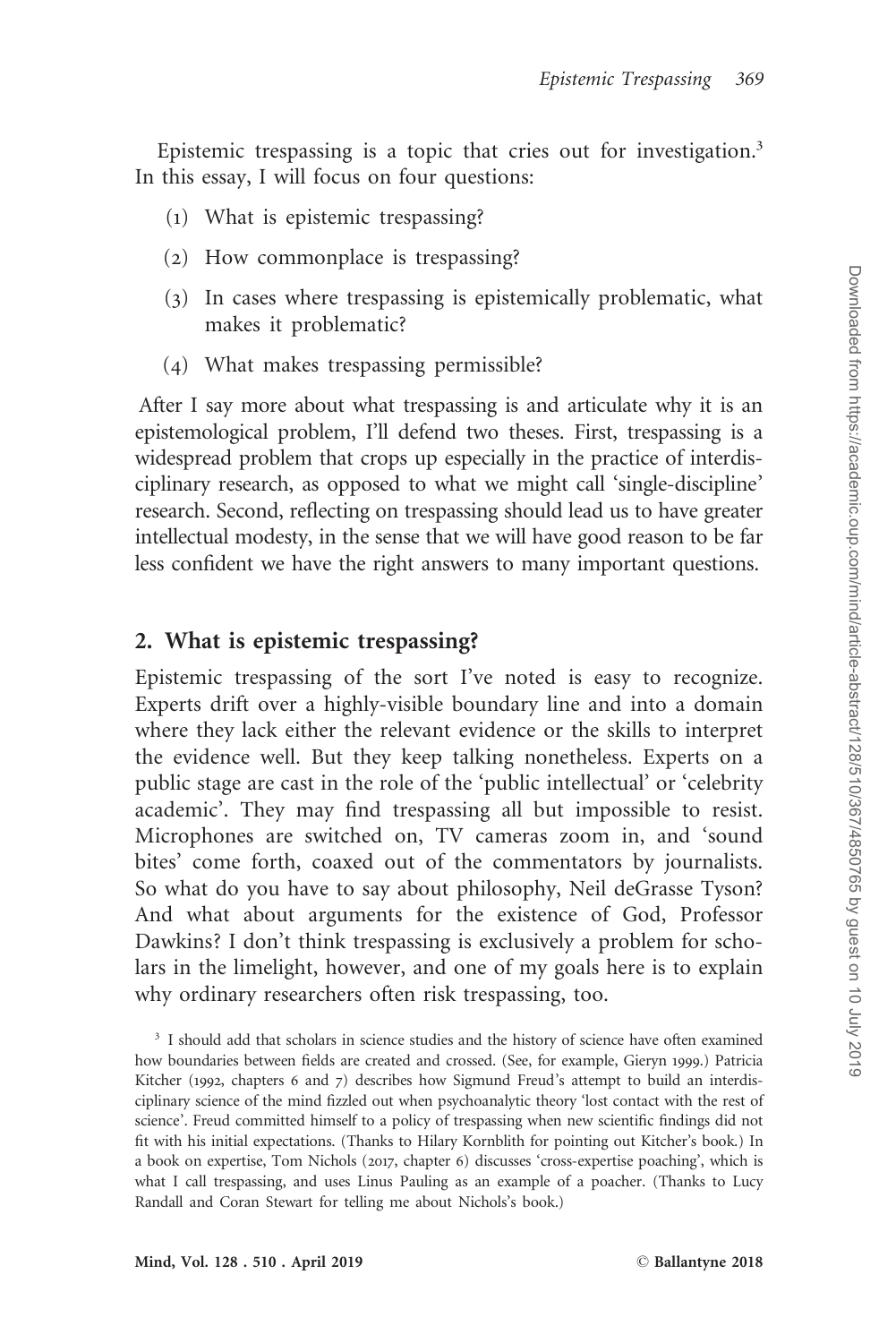Epistemic trespassing is a topic that cries out for investigation.[3] In this essay, I will focus on four questions:

(1) What is epistemic trespassing?

(2) How commonplace is trespassing?

(3) In cases where trespassing is epistemically problematic, what makes it problematic?

(4) What makes trespassing permissible?

After I say more about what trespassing is and articulate why it is an epistemological problem, I'll defend two theses. First, trespassing is a widespread problem that crops up especially in the practice of interdisciplinary research, as opposed to what we might call 'single-discipline' research. Second, reflecting on trespassing should lead us to have greater intellectual modesty, in the sense that we will have good reason to be far less confident we have the right answers to many important questions.

## 2. What is epistemic trespassing?

Epistemic trespassing of the sort I've noted is easy to recognize. Experts drift over a highly-visible boundary line and into a domain where they lack either the relevant evidence or the skills to interpret the evidence well. But they keep talking nonetheless. Experts on a public stage are cast in the role of the 'public intellectual' or 'celebrity academic'. They may find trespassing all but impossible to resist. Microphones are switched on, TV cameras zoom in, and 'sound bites' come forth, coaxed out of the commentators by journalists. So what do you have to say about philosophy, Neil deGrasse Tyson? And what about arguments for the existence of God, Professor Dawkins? I don't think trespassing is exclusively a problem for scholars in the limelight, however, and one of my goals here is to explain why ordinary researchers often risk trespassing, too.

[3] I should add that scholars in science studies and the history of science have often examined how boundaries between fields are created and crossed. (See, for example, Gieryn 1999.) Patricia Kitcher (1992, chapters 6 and 7) describes how Sigmund Freud's attempt to build an interdisciplinary science of the mind fizzled out when psychoanalytic theory 'lost contact with the rest of science'. Freud committed himself to a policy of trespassing when new scientific findings did not fit with his initial expectations. (Thanks to Hilary Kornblith for pointing out Kitcher's book.) In a book on expertise, Tom Nichols (2017, chapter 6) discusses 'cross-expertise poaching', which is what I call trespassing, and uses Linus Pauling as an example of a poacher. (Thanks to Lucy Randall and Coran Stewart for telling me about Nichols's book.)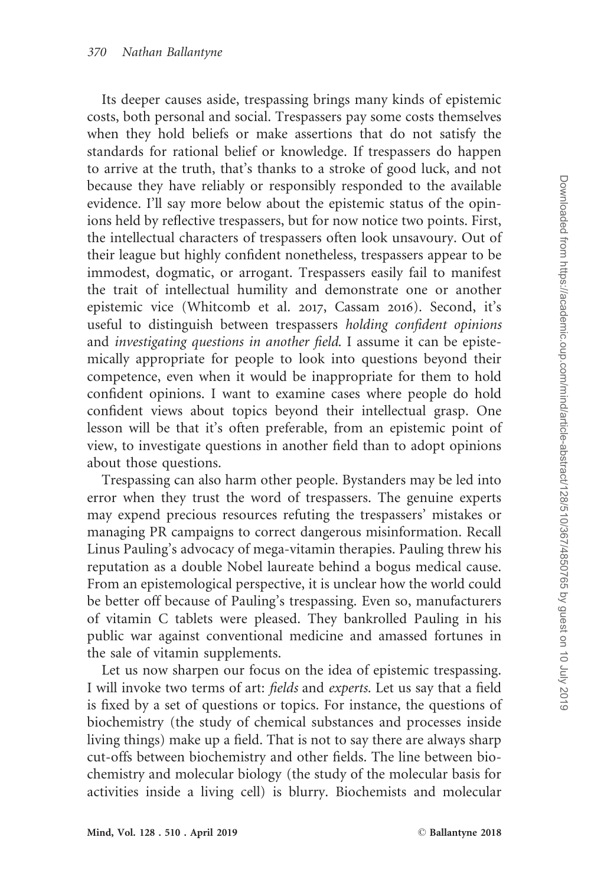Its deeper causes aside, trespassing brings many kinds of epistemic costs, both personal and social. Trespassers pay some costs themselves when they hold beliefs or make assertions that do not satisfy the standards for rational belief or knowledge. If trespassers do happen to arrive at the truth, that's thanks to a stroke of good luck, and not because they have reliably or responsibly responded to the available evidence. I'll say more below about the epistemic status of the opinions held by reflective trespassers, but for now notice two points. First, the intellectual characters of trespassers often look unsavoury. Out of their league but highly confident nonetheless, trespassers appear to be immodest, dogmatic, or arrogant. Trespassers easily fail to manifest the trait of intellectual humility and demonstrate one or another epistemic vice (Whitcomb et al. 2017, Cassam 2016). Second, it's useful to distinguish between trespassers *holding confident opinions* and *investigating questions in another field*. I assume it can be epistemically appropriate for people to look into questions beyond their competence, even when it would be inappropriate for them to hold confident opinions. I want to examine cases where people do hold confident views about topics beyond their intellectual grasp. One lesson will be that it's often preferable, from an epistemic point of view, to investigate questions in another field than to adopt opinions about those questions.

Trespassing can also harm other people. Bystanders may be led into error when they trust the word of trespassers. The genuine experts may expend precious resources refuting the trespassers' mistakes or managing PR campaigns to correct dangerous misinformation. Recall Linus Pauling's advocacy of mega-vitamin therapies. Pauling threw his reputation as a double Nobel laureate behind a bogus medical cause. From an epistemological perspective, it is unclear how the world could be better off because of Pauling's trespassing. Even so, manufacturers of vitamin C tablets were pleased. They bankrolled Pauling in his public war against conventional medicine and amassed fortunes in the sale of vitamin supplements.

Let us now sharpen our focus on the idea of epistemic trespassing. I will invoke two terms of art: *fields* and *experts*. Let us say that a field is fixed by a set of questions or topics. For instance, the questions of biochemistry (the study of chemical substances and processes inside living things) make up a field. That is not to say there are always sharp cut-offs between biochemistry and other fields. The line between biochemistry and molecular biology (the study of the molecular basis for activities inside a living cell) is blurry. Biochemists and molecular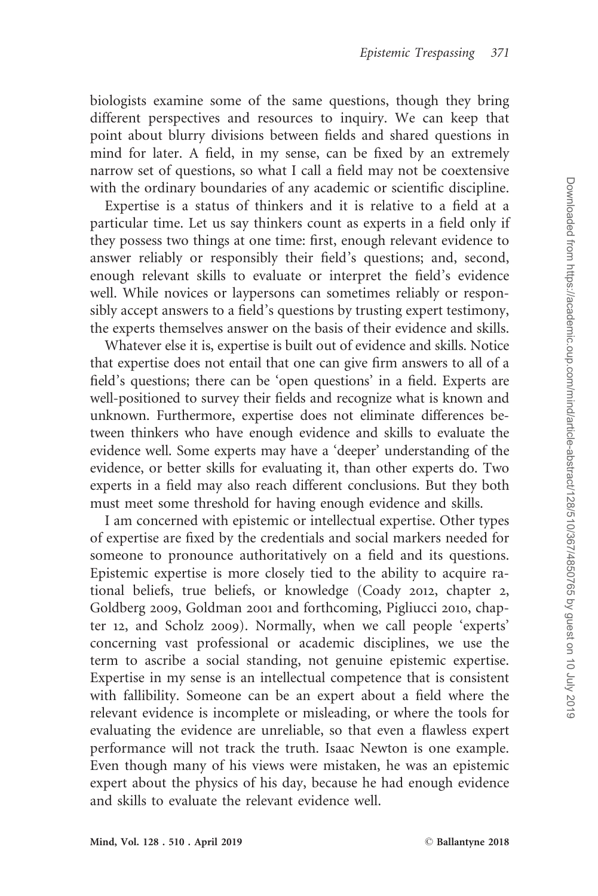biologists examine some of the same questions, though they bring different perspectives and resources to inquiry. We can keep that point about blurry divisions between fields and shared questions in mind for later. A field, in my sense, can be fixed by an extremely narrow set of questions, so what I call a field may not be coextensive with the ordinary boundaries of any academic or scientific discipline.

Expertise is a status of thinkers and it is relative to a field at a particular time. Let us say thinkers count as experts in a field only if they possess two things at one time: first, enough relevant evidence to answer reliably or responsibly their field's questions; and, second, enough relevant skills to evaluate or interpret the field's evidence well. While novices or laypersons can sometimes reliably or responsibly accept answers to a field's questions by trusting expert testimony, the experts themselves answer on the basis of their evidence and skills.

Whatever else it is, expertise is built out of evidence and skills. Notice that expertise does not entail that one can give firm answers to all of a field's questions; there can be 'open questions' in a field. Experts are well-positioned to survey their fields and recognize what is known and unknown. Furthermore, expertise does not eliminate differences between thinkers who have enough evidence and skills to evaluate the evidence well. Some experts may have a 'deeper' understanding of the evidence, or better skills for evaluating it, than other experts do. Two experts in a field may also reach different conclusions. But they both must meet some threshold for having enough evidence and skills.

I am concerned with epistemic or intellectual expertise. Other types of expertise are fixed by the credentials and social markers needed for someone to pronounce authoritatively on a field and its questions. Epistemic expertise is more closely tied to the ability to acquire rational beliefs, true beliefs, or knowledge (Coady 2012, chapter 2, Goldberg 2009, Goldman 2001 and forthcoming, Pigliucci 2010, chapter 12, and Scholz 2009). Normally, when we call people 'experts' concerning vast professional or academic disciplines, we use the term to ascribe a social standing, not genuine epistemic expertise. Expertise in my sense is an intellectual competence that is consistent with fallibility. Someone can be an expert about a field where the relevant evidence is incomplete or misleading, or where the tools for evaluating the evidence are unreliable, so that even a flawless expert performance will not track the truth. Isaac Newton is one example. Even though many of his views were mistaken, he was an epistemic expert about the physics of his day, because he had enough evidence and skills to evaluate the relevant evidence well.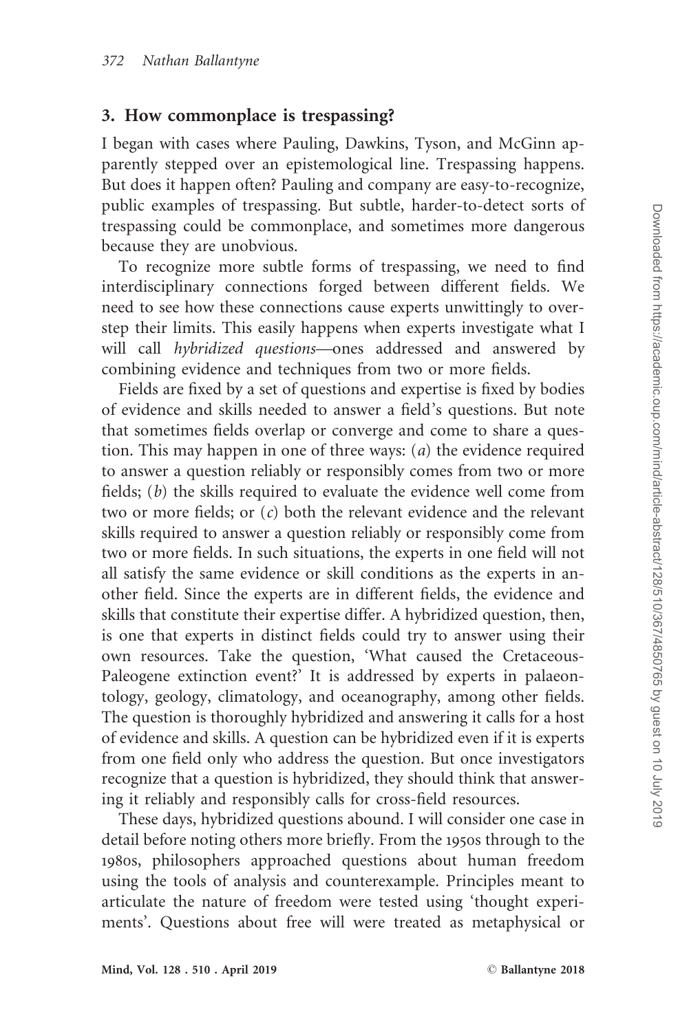## 3. How commonplace is trespassing?

I began with cases where Pauling, Dawkins, Tyson, and McGinn apparently stepped over an epistemological line. Trespassing happens. But does it happen often? Pauling and company are easy-to-recognize, public examples of trespassing. But subtle, harder-to-detect sorts of trespassing could be commonplace, and sometimes more dangerous because they are unobvious.

To recognize more subtle forms of trespassing, we need to find interdisciplinary connections forged between different fields. We need to see how these connections cause experts unwittingly to overstep their limits. This easily happens when experts investigate what I will call *hybridized questions*—ones addressed and answered by combining evidence and techniques from two or more fields.

Fields are fixed by a set of questions and expertise is fixed by bodies of evidence and skills needed to answer a field's questions. But note that sometimes fields overlap or converge and come to share a question. This may happen in one of three ways: (*a*) the evidence required to answer a question reliably or responsibly comes from two or more fields; (*b*) the skills required to evaluate the evidence well come from two or more fields; or (*c*) both the relevant evidence and the relevant skills required to answer a question reliably or responsibly come from two or more fields. In such situations, the experts in one field will not all satisfy the same evidence or skill conditions as the experts in another field. Since the experts are in different fields, the evidence and skills that constitute their expertise differ. A hybridized question, then, is one that experts in distinct fields could try to answer using their own resources. Take the question, 'What caused the Cretaceous-Paleogene extinction event?' It is addressed by experts in palaeontology, geology, climatology, and oceanography, among other fields. The question is thoroughly hybridized and answering it calls for a host of evidence and skills. A question can be hybridized even if it is experts from one field only who address the question. But once investigators recognize that a question is hybridized, they should think that answering it reliably and responsibly calls for cross-field resources.

These days, hybridized questions abound. I will consider one case in detail before noting others more briefly. From the 1950s through to the 1980s, philosophers approached questions about human freedom using the tools of analysis and counterexample. Principles meant to articulate the nature of freedom were tested using 'thought experiments'. Questions about free will were treated as metaphysical or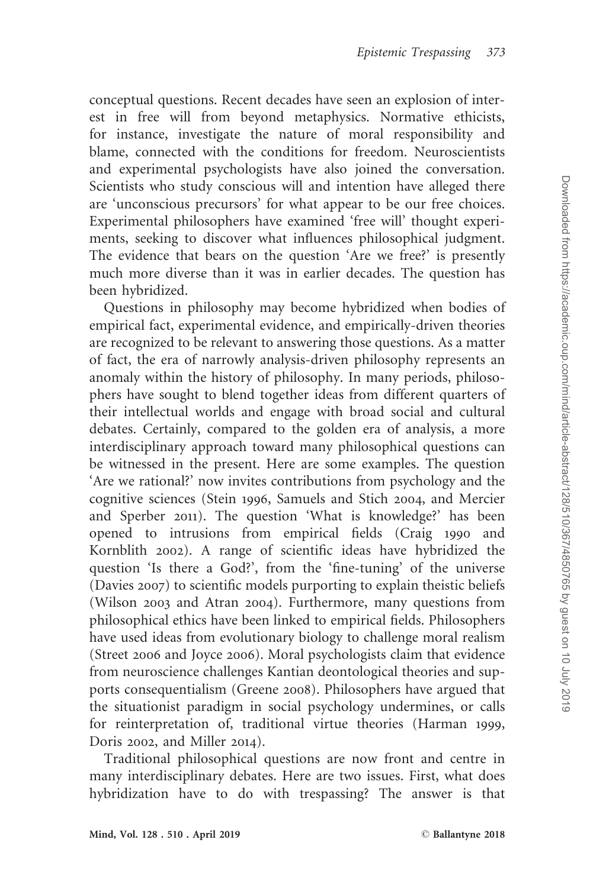conceptual questions. Recent decades have seen an explosion of interest in free will from beyond metaphysics. Normative ethicists, for instance, investigate the nature of moral responsibility and blame, connected with the conditions for freedom. Neuroscientists and experimental psychologists have also joined the conversation. Scientists who study conscious will and intention have alleged there are 'unconscious precursors' for what appear to be our free choices. Experimental philosophers have examined 'free will' thought experiments, seeking to discover what influences philosophical judgment. The evidence that bears on the question 'Are we free?' is presently much more diverse than it was in earlier decades. The question has been hybridized.

Questions in philosophy may become hybridized when bodies of empirical fact, experimental evidence, and empirically-driven theories are recognized to be relevant to answering those questions. As a matter of fact, the era of narrowly analysis-driven philosophy represents an anomaly within the history of philosophy. In many periods, philosophers have sought to blend together ideas from different quarters of their intellectual worlds and engage with broad social and cultural debates. Certainly, compared to the golden era of analysis, a more interdisciplinary approach toward many philosophical questions can be witnessed in the present. Here are some examples. The question 'Are we rational?' now invites contributions from psychology and the cognitive sciences (Stein 1996, Samuels and Stich 2004, and Mercier and Sperber 2011). The question 'What is knowledge?' has been opened to intrusions from empirical fields (Craig 1990 and Kornblith 2002). A range of scientific ideas have hybridized the question 'Is there a God?', from the 'fine-tuning' of the universe (Davies 2007) to scientific models purporting to explain theistic beliefs (Wilson 2003 and Atran 2004). Furthermore, many questions from philosophical ethics have been linked to empirical fields. Philosophers have used ideas from evolutionary biology to challenge moral realism (Street 2006 and Joyce 2006). Moral psychologists claim that evidence from neuroscience challenges Kantian deontological theories and supports consequentialism (Greene 2008). Philosophers have argued that the situationist paradigm in social psychology undermines, or calls for reinterpretation of, traditional virtue theories (Harman 1999, Doris 2002, and Miller 2014).

Traditional philosophical questions are now front and centre in many interdisciplinary debates. Here are two issues. First, what does hybridization have to do with trespassing? The answer is that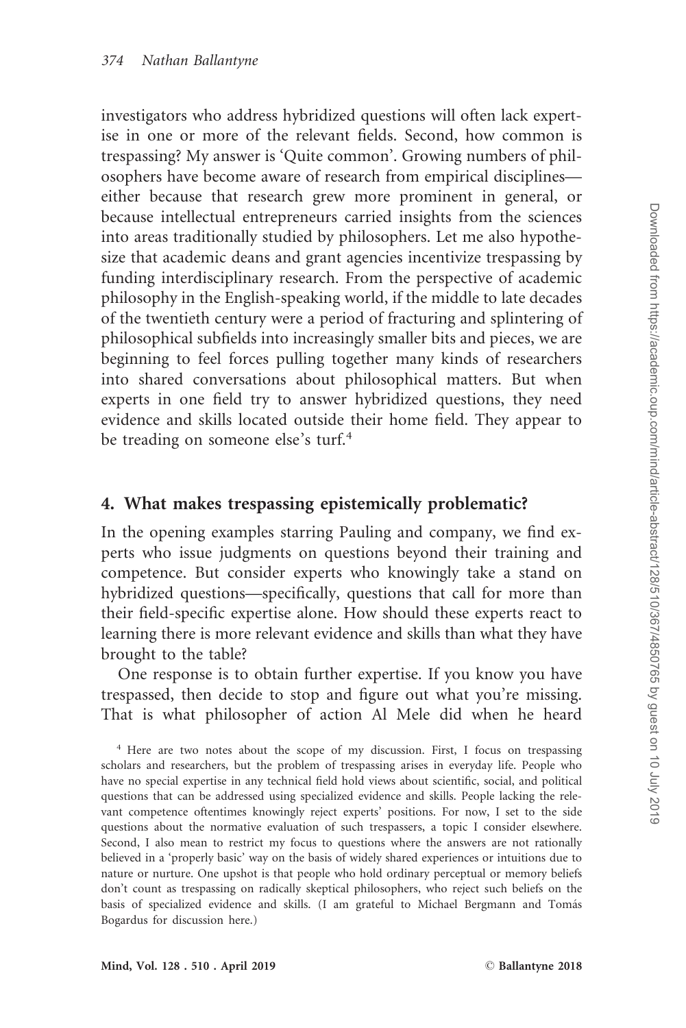investigators who address hybridized questions will often lack expertise in one or more of the relevant fields. Second, how common is trespassing? My answer is 'Quite common'. Growing numbers of philosophers have become aware of research from empirical disciplines—either because that research grew more prominent in general, or because intellectual entrepreneurs carried insights from the sciences into areas traditionally studied by philosophers. Let me also hypothesize that academic deans and grant agencies incentivize trespassing by funding interdisciplinary research. From the perspective of academic philosophy in the English-speaking world, if the middle to late decades of the twentieth century were a period of fracturing and splintering of philosophical subfields into increasingly smaller bits and pieces, we are beginning to feel forces pulling together many kinds of researchers into shared conversations about philosophical matters. But when experts in one field try to answer hybridized questions, they need evidence and skills located outside their home field. They appear to be treading on someone else's turf.[4]

## 4. What makes trespassing epistemically problematic?

In the opening examples starring Pauling and company, we find experts who issue judgments on questions beyond their training and competence. But consider experts who knowingly take a stand on hybridized questions—specifically, questions that call for more than their field-specific expertise alone. How should these experts react to learning there is more relevant evidence and skills than what they have brought to the table?

One response is to obtain further expertise. If you know you have trespassed, then decide to stop and figure out what you're missing. That is what philosopher of action Al Mele did when he heard

[4] Here are two notes about the scope of my discussion. First, I focus on trespassing scholars and researchers, but the problem of trespassing arises in everyday life. People who have no special expertise in any technical field hold views about scientific, social, and political questions that can be addressed using specialized evidence and skills. People lacking the relevant competence oftentimes knowingly reject experts' positions. For now, I set to the side questions about the normative evaluation of such trespassers, a topic I consider elsewhere. Second, I also mean to restrict my focus to questions where the answers are not rationally believed in a 'properly basic' way on the basis of widely shared experiences or intuitions due to nature or nurture. One upshot is that people who hold ordinary perceptual or memory beliefs don't count as trespassing on radically skeptical philosophers, who reject such beliefs on the basis of specialized evidence and skills. (I am grateful to Michael Bergmann and Tomás Bogardus for discussion here.)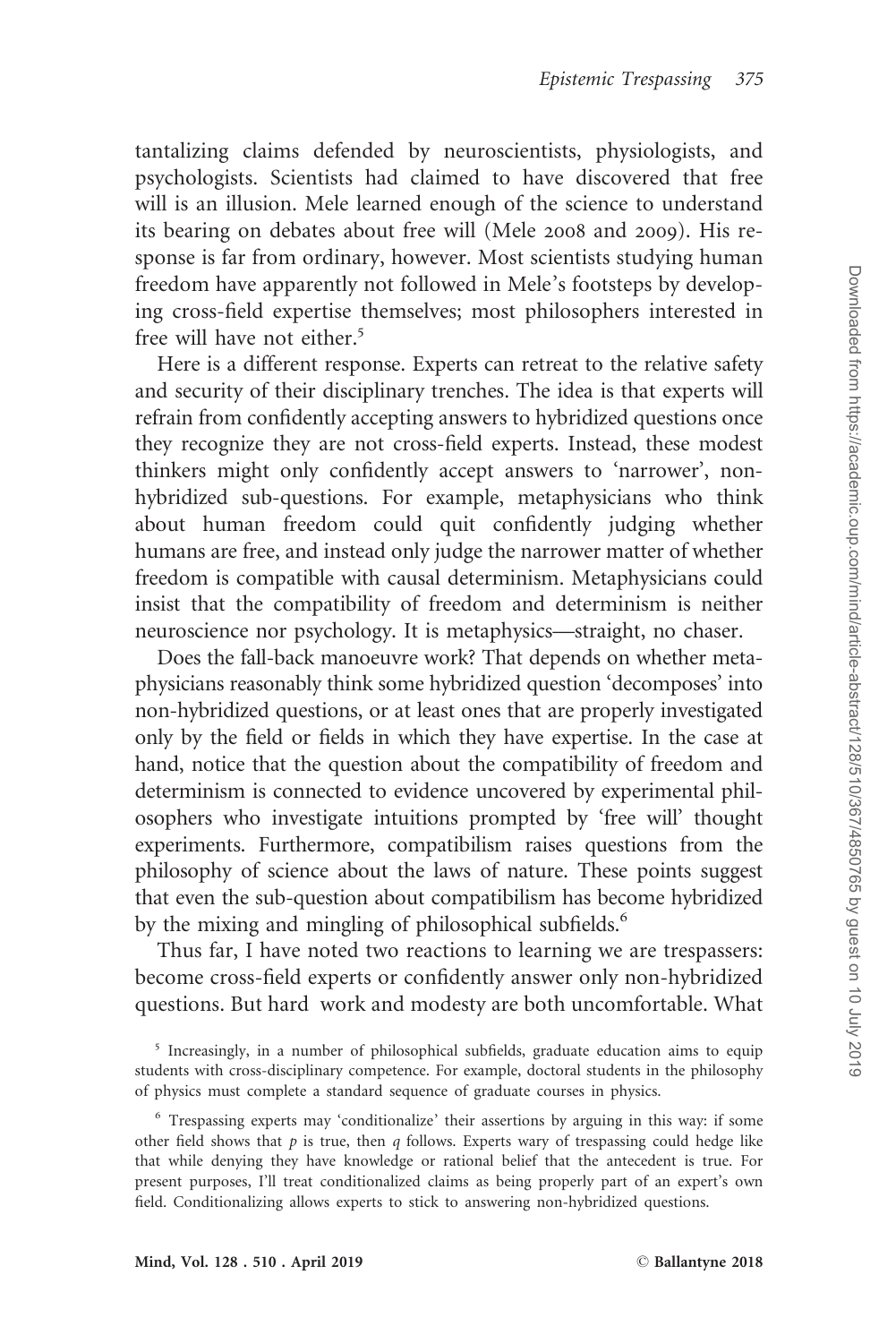tantalizing claims defended by neuroscientists, physiologists, and psychologists. Scientists had claimed to have discovered that free will is an illusion. Mele learned enough of the science to understand its bearing on debates about free will (Mele 2008 and 2009). His response is far from ordinary, however. Most scientists studying human freedom have apparently not followed in Mele's footsteps by developing cross-field expertise themselves; most philosophers interested in free will have not either.[5]

Here is a different response. Experts can retreat to the relative safety and security of their disciplinary trenches. The idea is that experts will refrain from confidently accepting answers to hybridized questions once they recognize they are not cross-field experts. Instead, these modest thinkers might only confidently accept answers to 'narrower', non-hybridized sub-questions. For example, metaphysicians who think about human freedom could quit confidently judging whether humans are free, and instead only judge the narrower matter of whether freedom is compatible with causal determinism. Metaphysicians could insist that the compatibility of freedom and determinism is neither neuroscience nor psychology. It is metaphysics—straight, no chaser.

Does the fall-back manoeuvre work? That depends on whether metaphysicians reasonably think some hybridized question 'decomposes' into non-hybridized questions, or at least ones that are properly investigated only by the field or fields in which they have expertise. In the case at hand, notice that the question about the compatibility of freedom and determinism is connected to evidence uncovered by experimental philosophers who investigate intuitions prompted by 'free will' thought experiments. Furthermore, compatibilism raises questions from the philosophy of science about the laws of nature. These points suggest that even the sub-question about compatibilism has become hybridized by the mixing and mingling of philosophical subfields.[6]

Thus far, I have noted two reactions to learning we are trespassers: become cross-field experts or confidently answer only non-hybridized questions. But hard work and modesty are both uncomfortable. What

[5] Increasingly, in a number of philosophical subfields, graduate education aims to equip students with cross-disciplinary competence. For example, doctoral students in the philosophy of physics must complete a standard sequence of graduate courses in physics.

[6] Trespassing experts may 'conditionalize' their assertions by arguing in this way: if some other field shows that $p$ is true, then $q$ follows. Experts wary of trespassing could hedge like that while denying they have knowledge or rational belief that the antecedent is true. For present purposes, I'll treat conditionalized claims as being properly part of an expert's own field. Conditionalizing allows experts to stick to answering non-hybridized questions.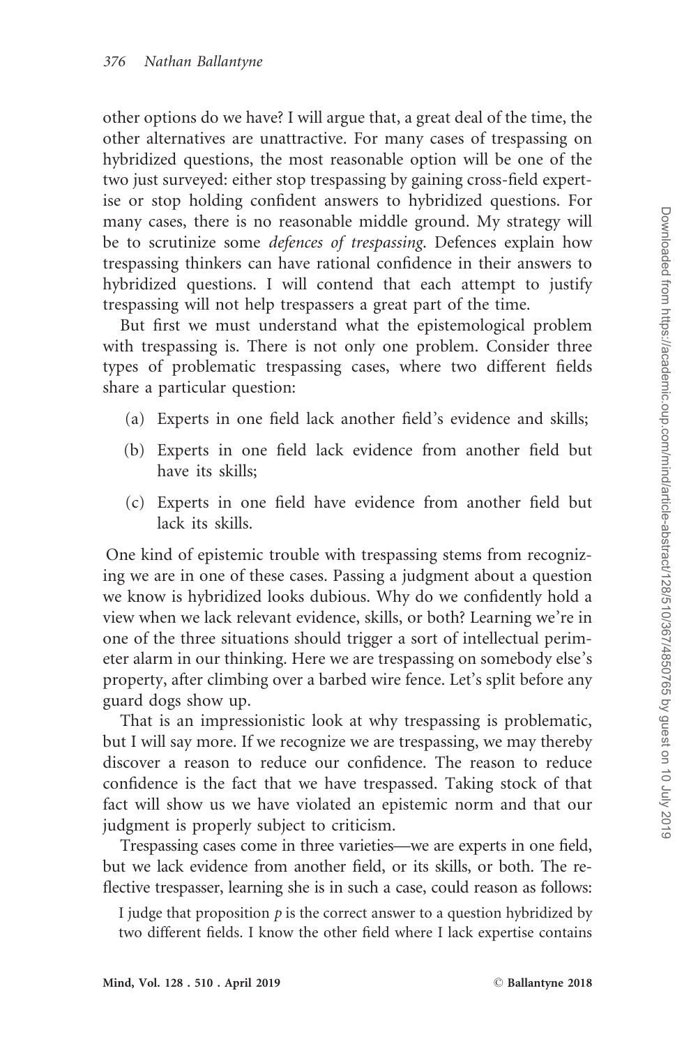other options do we have? I will argue that, a great deal of the time, the other alternatives are unattractive. For many cases of trespassing on hybridized questions, the most reasonable option will be one of the two just surveyed: either stop trespassing by gaining cross-field expertise or stop holding confident answers to hybridized questions. For many cases, there is no reasonable middle ground. My strategy will be to scrutinize some *defences of trespassing*. Defences explain how trespassing thinkers can have rational confidence in their answers to hybridized questions. I will contend that each attempt to justify trespassing will not help trespassers a great part of the time.

But first we must understand what the epistemological problem with trespassing is. There is not only one problem. Consider three types of problematic trespassing cases, where two different fields share a particular question:

(a) Experts in one field lack another field's evidence and skills;

(b) Experts in one field lack evidence from another field but have its skills;

(c) Experts in one field have evidence from another field but lack its skills.

One kind of epistemic trouble with trespassing stems from recognizing we are in one of these cases. Passing a judgment about a question we know is hybridized looks dubious. Why do we confidently hold a view when we lack relevant evidence, skills, or both? Learning we're in one of the three situations should trigger a sort of intellectual perimeter alarm in our thinking. Here we are trespassing on somebody else's property, after climbing over a barbed wire fence. Let's split before any guard dogs show up.

That is an impressionistic look at why trespassing is problematic, but I will say more. If we recognize we are trespassing, we may thereby discover a reason to reduce our confidence. The reason to reduce confidence is the fact that we have trespassed. Taking stock of that fact will show us we have violated an epistemic norm and that our judgment is properly subject to criticism.

Trespassing cases come in three varieties—we are experts in one field, but we lack evidence from another field, or its skills, or both. The reflective trespasser, learning she is in such a case, could reason as follows:

I judge that proposition $p$ is the correct answer to a question hybridized by two different fields. I know the other field where I lack expertise contains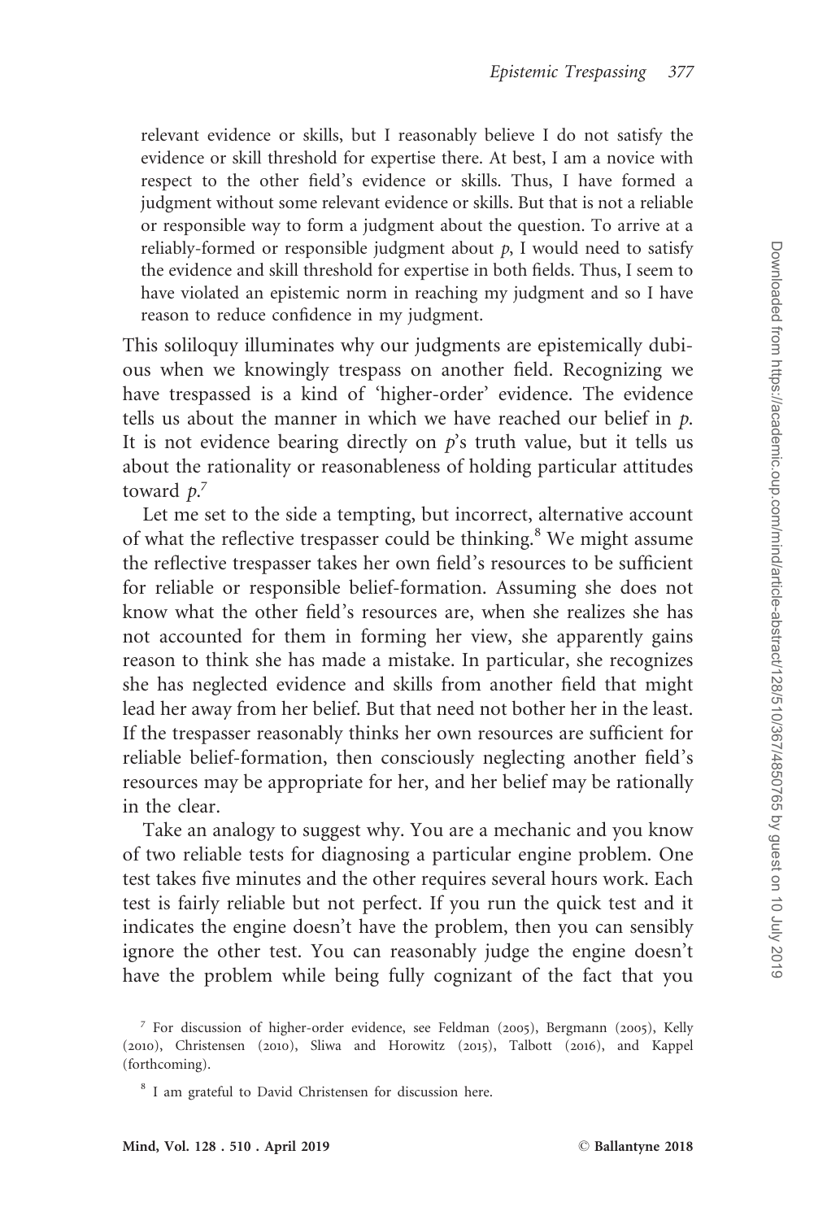relevant evidence or skills, but I reasonably believe I do not satisfy the evidence or skill threshold for expertise there. At best, I am a novice with respect to the other field's evidence or skills. Thus, I have formed a judgment without some relevant evidence or skills. But that is not a reliable or responsible way to form a judgment about the question. To arrive at a reliably-formed or responsible judgment about *p*, I would need to satisfy the evidence and skill threshold for expertise in both fields. Thus, I seem to have violated an epistemic norm in reaching my judgment and so I have reason to reduce confidence in my judgment.

This soliloquy illuminates why our judgments are epistemically dubious when we knowingly trespass on another field. Recognizing we have trespassed is a kind of 'higher-order' evidence. The evidence tells us about the manner in which we have reached our belief in *p*. It is not evidence bearing directly on *p*'s truth value, but it tells us about the rationality or reasonableness of holding particular attitudes toward *p*.[7]

Let me set to the side a tempting, but incorrect, alternative account of what the reflective trespasser could be thinking.[8] We might assume the reflective trespasser takes her own field's resources to be sufficient for reliable or responsible belief-formation. Assuming she does not know what the other field's resources are, when she realizes she has not accounted for them in forming her view, she apparently gains reason to think she has made a mistake. In particular, she recognizes she has neglected evidence and skills from another field that might lead her away from her belief. But that need not bother her in the least. If the trespasser reasonably thinks her own resources are sufficient for reliable belief-formation, then consciously neglecting another field's resources may be appropriate for her, and her belief may be rationally in the clear.

Take an analogy to suggest why. You are a mechanic and you know of two reliable tests for diagnosing a particular engine problem. One test takes five minutes and the other requires several hours work. Each test is fairly reliable but not perfect. If you run the quick test and it indicates the engine doesn't have the problem, then you can sensibly ignore the other test. You can reasonably judge the engine doesn't have the problem while being fully cognizant of the fact that you

[7] For discussion of higher-order evidence, see Feldman (2005), Bergmann (2005), Kelly (2010), Christensen (2010), Sliwa and Horowitz (2015), Talbott (2016), and Kappel (forthcoming).

[8] I am grateful to David Christensen for discussion here.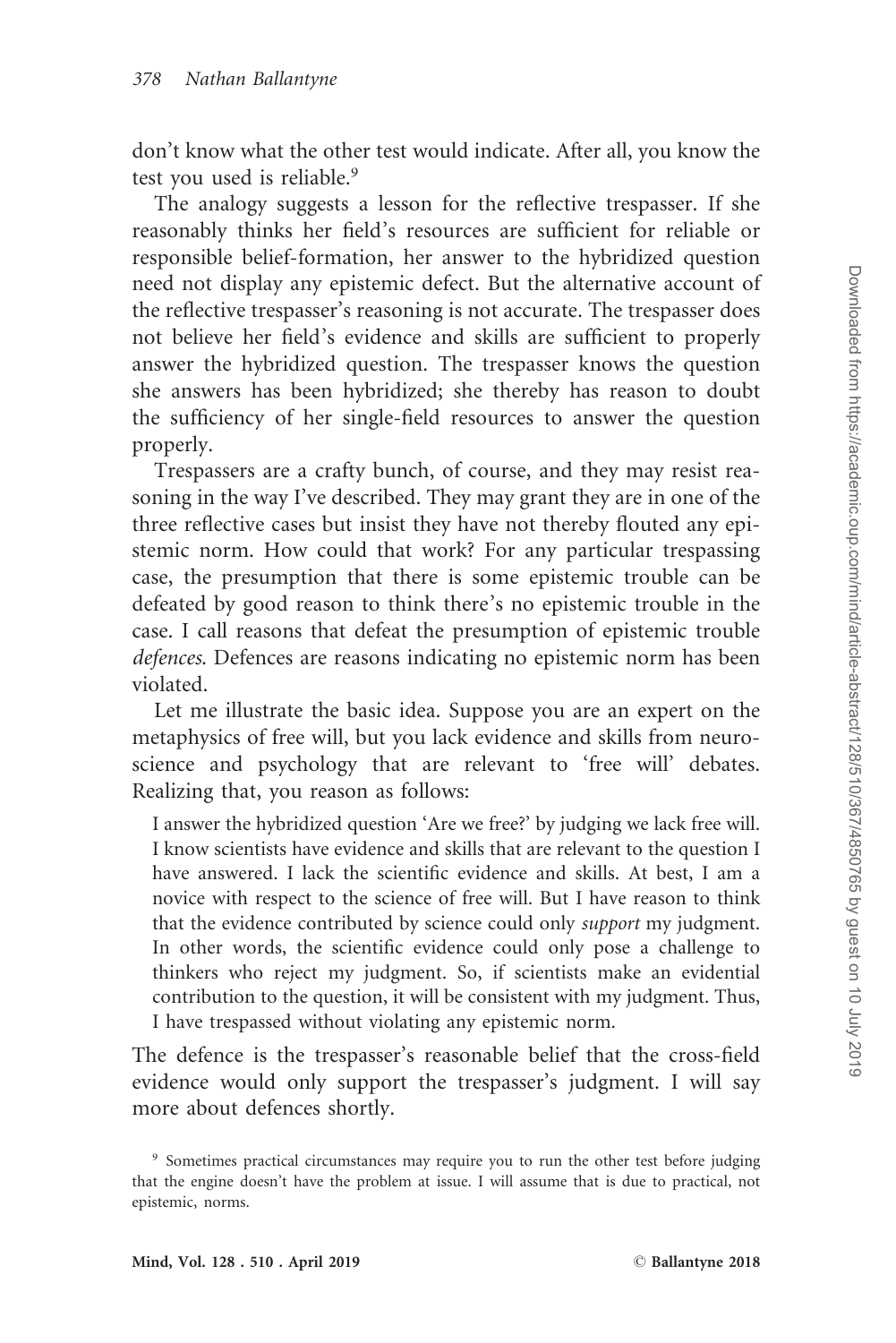don't know what the other test would indicate. After all, you know the test you used is reliable.[9]

The analogy suggests a lesson for the reflective trespasser. If she reasonably thinks her field's resources are sufficient for reliable or responsible belief-formation, her answer to the hybridized question need not display any epistemic defect. But the alternative account of the reflective trespasser's reasoning is not accurate. The trespasser does not believe her field's evidence and skills are sufficient to properly answer the hybridized question. The trespasser knows the question she answers has been hybridized; she thereby has reason to doubt the sufficiency of her single-field resources to answer the question properly.

Trespassers are a crafty bunch, of course, and they may resist reasoning in the way I've described. They may grant they are in one of the three reflective cases but insist they have not thereby flouted any epistemic norm. How could that work? For any particular trespassing case, the presumption that there is some epistemic trouble can be defeated by good reason to think there's no epistemic trouble in the case. I call reasons that defeat the presumption of epistemic trouble *defences*. Defences are reasons indicating no epistemic norm has been violated.

Let me illustrate the basic idea. Suppose you are an expert on the metaphysics of free will, but you lack evidence and skills from neuroscience and psychology that are relevant to 'free will' debates. Realizing that, you reason as follows:

> I answer the hybridized question 'Are we free?' by judging we lack free will. I know scientists have evidence and skills that are relevant to the question I have answered. I lack the scientific evidence and skills. At best, I am a novice with respect to the science of free will. But I have reason to think that the evidence contributed by science could only *support* my judgment. In other words, the scientific evidence could only pose a challenge to thinkers who reject my judgment. So, if scientists make an evidential contribution to the question, it will be consistent with my judgment. Thus, I have trespassed without violating any epistemic norm.

The defence is the trespasser's reasonable belief that the cross-field evidence would only support the trespasser's judgment. I will say more about defences shortly.

[9] Sometimes practical circumstances may require you to run the other test before judging that the engine doesn't have the problem at issue. I will assume that is due to practical, not epistemic, norms.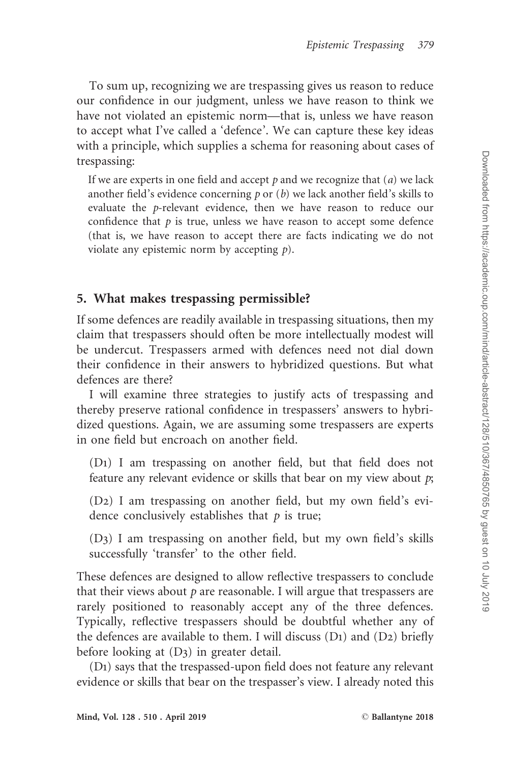To sum up, recognizing we are trespassing gives us reason to reduce our confidence in our judgment, unless we have reason to think we have not violated an epistemic norm—that is, unless we have reason to accept what I've called a 'defence'. We can capture these key ideas with a principle, which supplies a schema for reasoning about cases of trespassing:

> If we are experts in one field and accept $p$ and we recognize that ($a$) we lack another field's evidence concerning $p$ or ($b$) we lack another field's skills to evaluate the $p$-relevant evidence, then we have reason to reduce our confidence that $p$ is true, unless we have reason to accept some defence (that is, we have reason to accept there are facts indicating we do not violate any epistemic norm by accepting $p$).

## 5. What makes trespassing permissible?

If some defences are readily available in trespassing situations, then my claim that trespassers should often be more intellectually modest will be undercut. Trespassers armed with defences need not dial down their confidence in their answers to hybridized questions. But what defences are there?

I will examine three strategies to justify acts of trespassing and thereby preserve rational confidence in trespassers' answers to hybridized questions. Again, we are assuming some trespassers are experts in one field but encroach on another field.

(D1) I am trespassing on another field, but that field does not feature any relevant evidence or skills that bear on my view about $p$;

(D2) I am trespassing on another field, but my own field's evidence conclusively establishes that $p$ is true;

(D3) I am trespassing on another field, but my own field's skills successfully 'transfer' to the other field.

These defences are designed to allow reflective trespassers to conclude that their views about $p$ are reasonable. I will argue that trespassers are rarely positioned to reasonably accept any of the three defences. Typically, reflective trespassers should be doubtful whether any of the defences are available to them. I will discuss (D1) and (D2) briefly before looking at (D3) in greater detail.

(D1) says that the trespassed-upon field does not feature any relevant evidence or skills that bear on the trespasser's view. I already noted this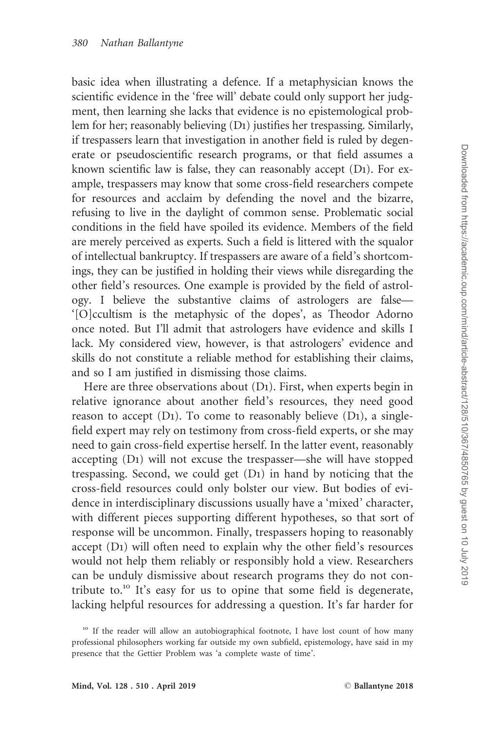basic idea when illustrating a defence. If a metaphysician knows the scientific evidence in the 'free will' debate could only support her judgment, then learning she lacks that evidence is no epistemological problem for her; reasonably believing (D1) justifies her trespassing. Similarly, if trespassers learn that investigation in another field is ruled by degenerate or pseudoscientific research programs, or that field assumes a known scientific law is false, they can reasonably accept (D1). For example, trespassers may know that some cross-field researchers compete for resources and acclaim by defending the novel and the bizarre, refusing to live in the daylight of common sense. Problematic social conditions in the field have spoiled its evidence. Members of the field are merely perceived as experts. Such a field is littered with the squalor of intellectual bankruptcy. If trespassers are aware of a field's shortcomings, they can be justified in holding their views while disregarding the other field's resources. One example is provided by the field of astrology. I believe the substantive claims of astrologers are false—'[O]ccultism is the metaphysic of the dopes', as Theodor Adorno once noted. But I'll admit that astrologers have evidence and skills I lack. My considered view, however, is that astrologers' evidence and skills do not constitute a reliable method for establishing their claims, and so I am justified in dismissing those claims.

Here are three observations about (D1). First, when experts begin in relative ignorance about another field's resources, they need good reason to accept (D1). To come to reasonably believe (D1), a single-field expert may rely on testimony from cross-field experts, or she may need to gain cross-field expertise herself. In the latter event, reasonably accepting (D1) will not excuse the trespasser—she will have stopped trespassing. Second, we could get (D1) in hand by noticing that the cross-field resources could only bolster our view. But bodies of evidence in interdisciplinary discussions usually have a 'mixed' character, with different pieces supporting different hypotheses, so that sort of response will be uncommon. Finally, trespassers hoping to reasonably accept (D1) will often need to explain why the other field's resources would not help them reliably or responsibly hold a view. Researchers can be unduly dismissive about research programs they do not contribute to.[10] It's easy for us to opine that some field is degenerate, lacking helpful resources for addressing a question. It's far harder for

[10] If the reader will allow an autobiographical footnote, I have lost count of how many professional philosophers working far outside my own subfield, epistemology, have said in my presence that the Gettier Problem was 'a complete waste of time'.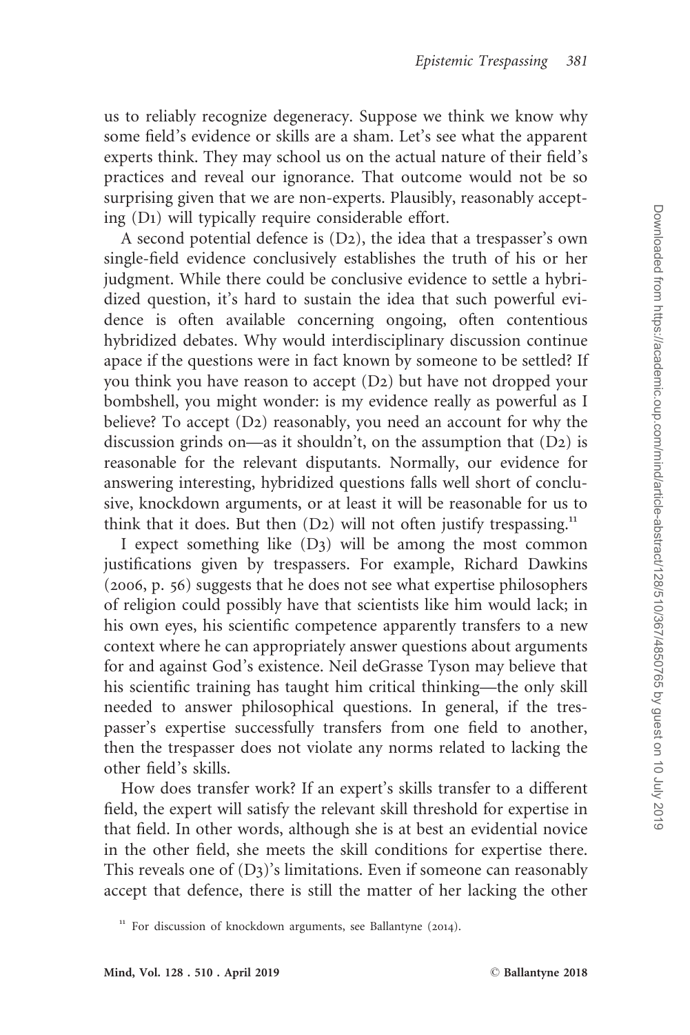us to reliably recognize degeneracy. Suppose we think we know why some field's evidence or skills are a sham. Let's see what the apparent experts think. They may school us on the actual nature of their field's practices and reveal our ignorance. That outcome would not be so surprising given that we are non-experts. Plausibly, reasonably accepting (D1) will typically require considerable effort.

A second potential defence is (D2), the idea that a trespasser's own single-field evidence conclusively establishes the truth of his or her judgment. While there could be conclusive evidence to settle a hybridized question, it's hard to sustain the idea that such powerful evidence is often available concerning ongoing, often contentious hybridized debates. Why would interdisciplinary discussion continue apace if the questions were in fact known by someone to be settled? If you think you have reason to accept (D2) but have not dropped your bombshell, you might wonder: is my evidence really as powerful as I believe? To accept (D2) reasonably, you need an account for why the discussion grinds on—as it shouldn't, on the assumption that (D2) is reasonable for the relevant disputants. Normally, our evidence for answering interesting, hybridized questions falls well short of conclusive, knockdown arguments, or at least it will be reasonable for us to think that it does. But then (D2) will not often justify trespassing.[11]

I expect something like (D3) will be among the most common justifications given by trespassers. For example, Richard Dawkins (2006, p. 56) suggests that he does not see what expertise philosophers of religion could possibly have that scientists like him would lack; in his own eyes, his scientific competence apparently transfers to a new context where he can appropriately answer questions about arguments for and against God's existence. Neil deGrasse Tyson may believe that his scientific training has taught him critical thinking—the only skill needed to answer philosophical questions. In general, if the trespasser's expertise successfully transfers from one field to another, then the trespasser does not violate any norms related to lacking the other field's skills.

How does transfer work? If an expert's skills transfer to a different field, the expert will satisfy the relevant skill threshold for expertise in that field. In other words, although she is at best an evidential novice in the other field, she meets the skill conditions for expertise there. This reveals one of (D3)'s limitations. Even if someone can reasonably accept that defence, there is still the matter of her lacking the other

[11] For discussion of knockdown arguments, see Ballantyne (2014).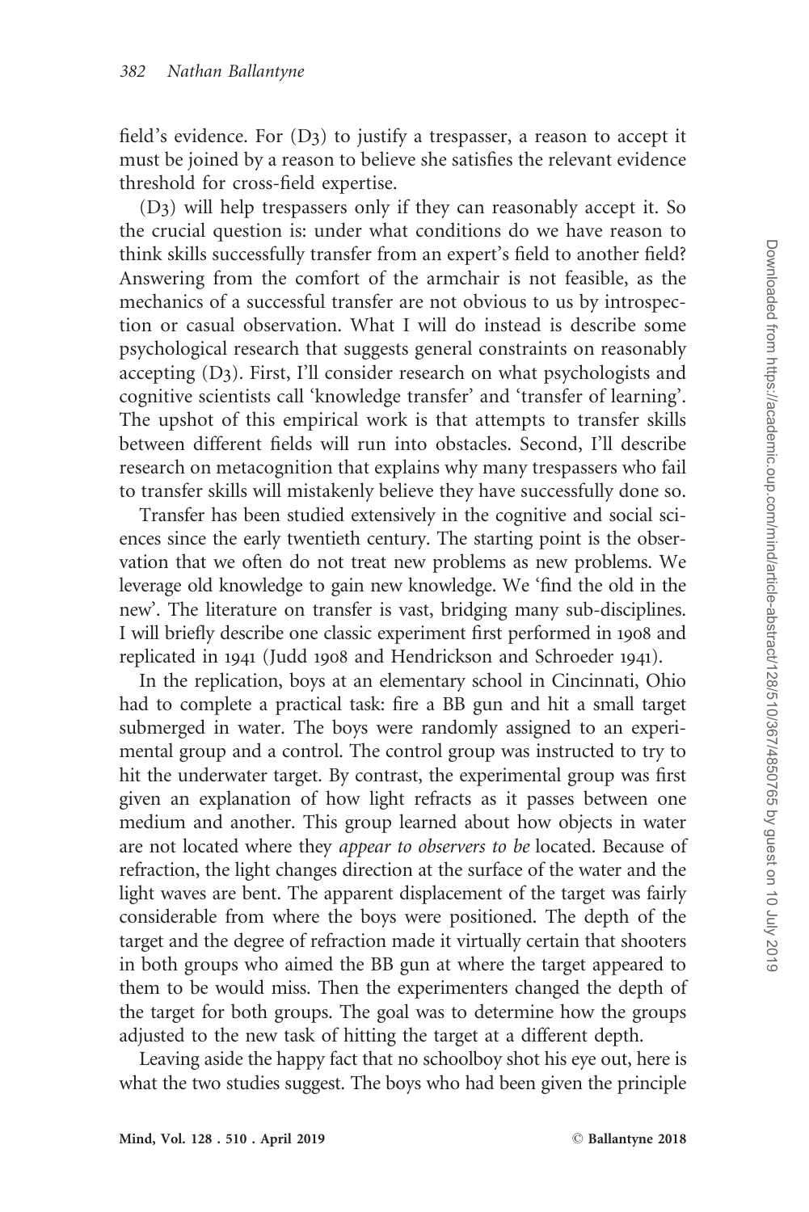field's evidence. For (D3) to justify a trespasser, a reason to accept it must be joined by a reason to believe she satisfies the relevant evidence threshold for cross-field expertise.

(D3) will help trespassers only if they can reasonably accept it. So the crucial question is: under what conditions do we have reason to think skills successfully transfer from an expert's field to another field? Answering from the comfort of the armchair is not feasible, as the mechanics of a successful transfer are not obvious to us by introspection or casual observation. What I will do instead is describe some psychological research that suggests general constraints on reasonably accepting (D3). First, I'll consider research on what psychologists and cognitive scientists call 'knowledge transfer' and 'transfer of learning'. The upshot of this empirical work is that attempts to transfer skills between different fields will run into obstacles. Second, I'll describe research on metacognition that explains why many trespassers who fail to transfer skills will mistakenly believe they have successfully done so.

Transfer has been studied extensively in the cognitive and social sciences since the early twentieth century. The starting point is the observation that we often do not treat new problems as new problems. We leverage old knowledge to gain new knowledge. We 'find the old in the new'. The literature on transfer is vast, bridging many sub-disciplines. I will briefly describe one classic experiment first performed in 1908 and replicated in 1941 (Judd 1908 and Hendrickson and Schroeder 1941).

In the replication, boys at an elementary school in Cincinnati, Ohio had to complete a practical task: fire a BB gun and hit a small target submerged in water. The boys were randomly assigned to an experimental group and a control. The control group was instructed to try to hit the underwater target. By contrast, the experimental group was first given an explanation of how light refracts as it passes between one medium and another. This group learned about how objects in water are not located where they *appear to observers to be* located. Because of refraction, the light changes direction at the surface of the water and the light waves are bent. The apparent displacement of the target was fairly considerable from where the boys were positioned. The depth of the target and the degree of refraction made it virtually certain that shooters in both groups who aimed the BB gun at where the target appeared to them to be would miss. Then the experimenters changed the depth of the target for both groups. The goal was to determine how the groups adjusted to the new task of hitting the target at a different depth.

Leaving aside the happy fact that no schoolboy shot his eye out, here is what the two studies suggest. The boys who had been given the principle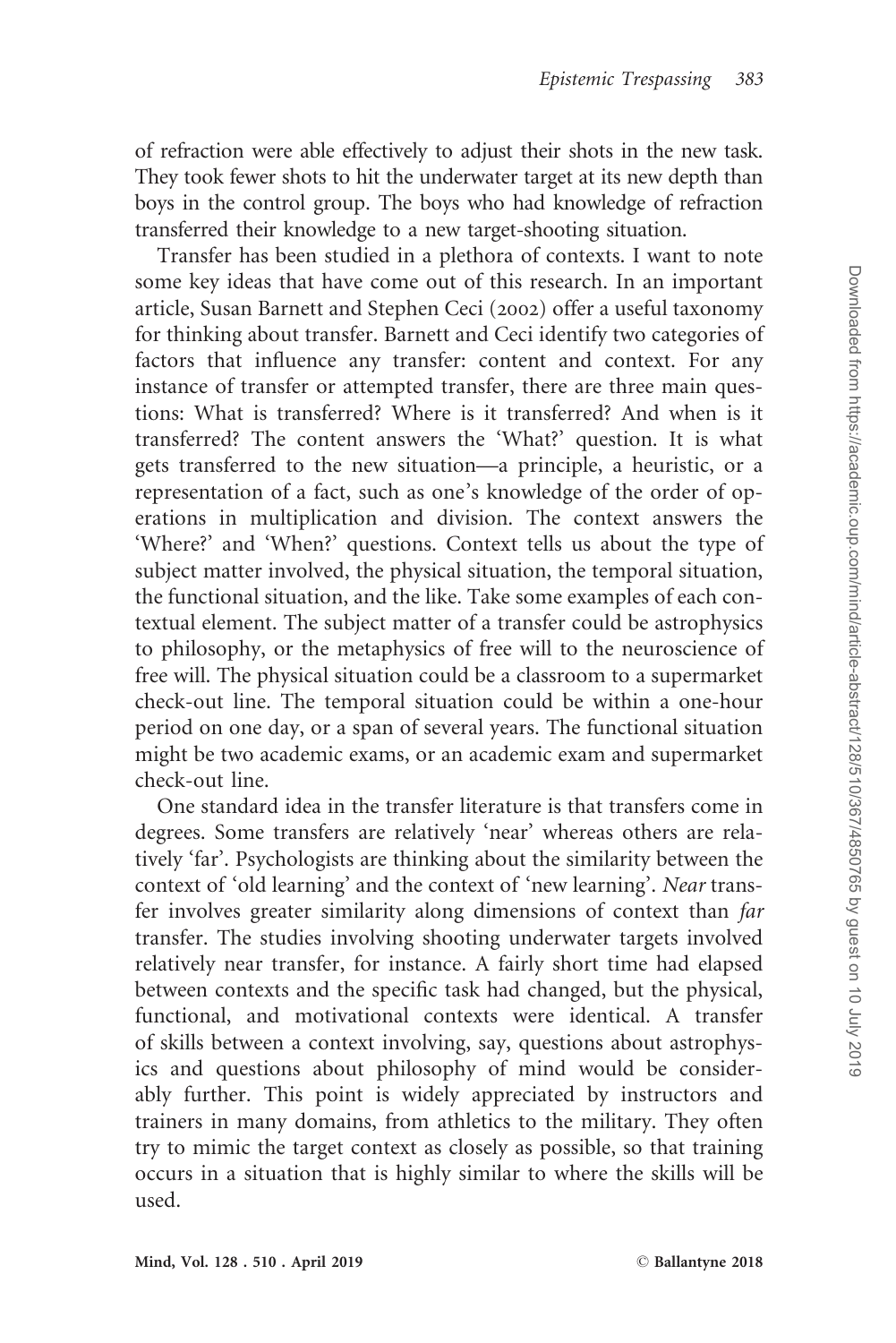of refraction were able effectively to adjust their shots in the new task. They took fewer shots to hit the underwater target at its new depth than boys in the control group. The boys who had knowledge of refraction transferred their knowledge to a new target-shooting situation.

Transfer has been studied in a plethora of contexts. I want to note some key ideas that have come out of this research. In an important article, Susan Barnett and Stephen Ceci (2002) offer a useful taxonomy for thinking about transfer. Barnett and Ceci identify two categories of factors that influence any transfer: content and context. For any instance of transfer or attempted transfer, there are three main questions: What is transferred? Where is it transferred? And when is it transferred? The content answers the 'What?' question. It is what gets transferred to the new situation—a principle, a heuristic, or a representation of a fact, such as one's knowledge of the order of operations in multiplication and division. The context answers the 'Where?' and 'When?' questions. Context tells us about the type of subject matter involved, the physical situation, the temporal situation, the functional situation, and the like. Take some examples of each contextual element. The subject matter of a transfer could be astrophysics to philosophy, or the metaphysics of free will to the neuroscience of free will. The physical situation could be a classroom to a supermarket check-out line. The temporal situation could be within a one-hour period on one day, or a span of several years. The functional situation might be two academic exams, or an academic exam and supermarket check-out line.

One standard idea in the transfer literature is that transfers come in degrees. Some transfers are relatively 'near' whereas others are relatively 'far'. Psychologists are thinking about the similarity between the context of 'old learning' and the context of 'new learning'. *Near* transfer involves greater similarity along dimensions of context than *far* transfer. The studies involving shooting underwater targets involved relatively near transfer, for instance. A fairly short time had elapsed between contexts and the specific task had changed, but the physical, functional, and motivational contexts were identical. A transfer of skills between a context involving, say, questions about astrophysics and questions about philosophy of mind would be considerably further. This point is widely appreciated by instructors and trainers in many domains, from athletics to the military. They often try to mimic the target context as closely as possible, so that training occurs in a situation that is highly similar to where the skills will be used.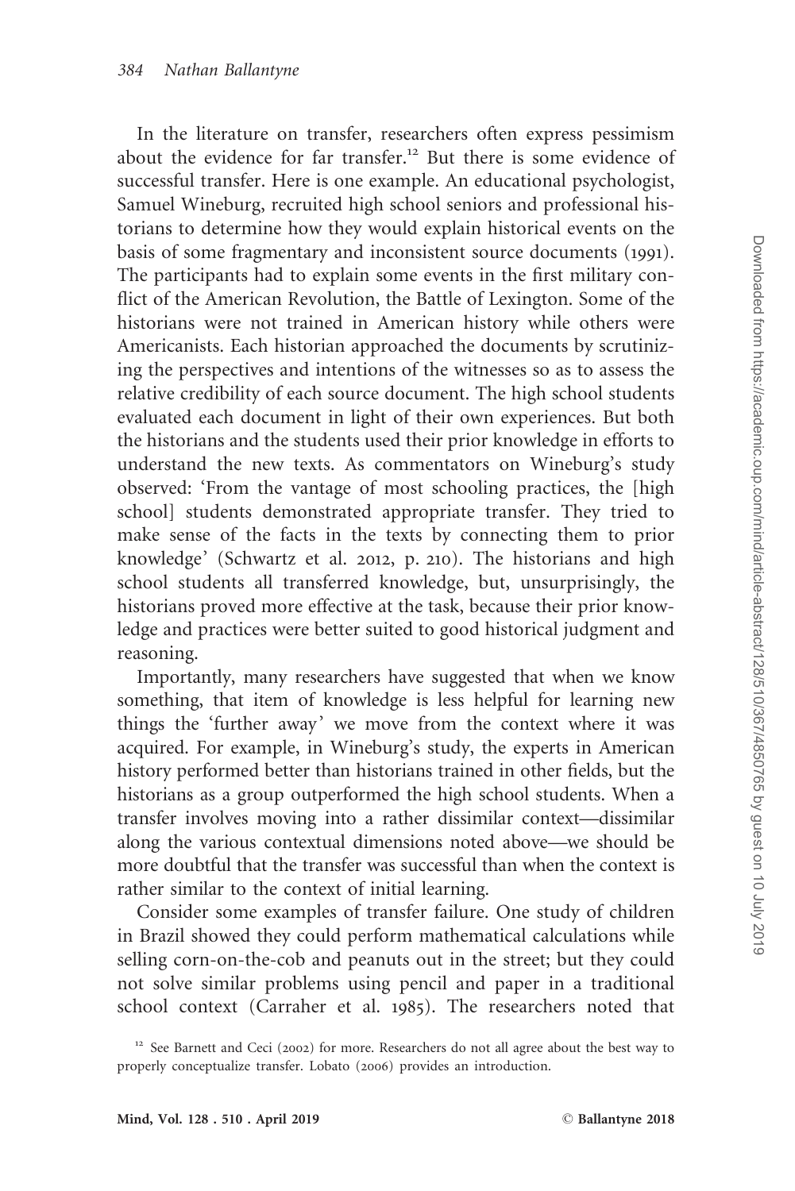In the literature on transfer, researchers often express pessimism about the evidence for far transfer.[12] But there is some evidence of successful transfer. Here is one example. An educational psychologist, Samuel Wineburg, recruited high school seniors and professional historians to determine how they would explain historical events on the basis of some fragmentary and inconsistent source documents (1991). The participants had to explain some events in the first military conflict of the American Revolution, the Battle of Lexington. Some of the historians were not trained in American history while others were Americanists. Each historian approached the documents by scrutinizing the perspectives and intentions of the witnesses so as to assess the relative credibility of each source document. The high school students evaluated each document in light of their own experiences. But both the historians and the students used their prior knowledge in efforts to understand the new texts. As commentators on Wineburg's study observed: 'From the vantage of most schooling practices, the [high school] students demonstrated appropriate transfer. They tried to make sense of the facts in the texts by connecting them to prior knowledge' (Schwartz et al. 2012, p. 210). The historians and high school students all transferred knowledge, but, unsurprisingly, the historians proved more effective at the task, because their prior knowledge and practices were better suited to good historical judgment and reasoning.

Importantly, many researchers have suggested that when we know something, that item of knowledge is less helpful for learning new things the 'further away' we move from the context where it was acquired. For example, in Wineburg's study, the experts in American history performed better than historians trained in other fields, but the historians as a group outperformed the high school students. When a transfer involves moving into a rather dissimilar context—dissimilar along the various contextual dimensions noted above—we should be more doubtful that the transfer was successful than when the context is rather similar to the context of initial learning.

Consider some examples of transfer failure. One study of children in Brazil showed they could perform mathematical calculations while selling corn-on-the-cob and peanuts out in the street; but they could not solve similar problems using pencil and paper in a traditional school context (Carraher et al. 1985). The researchers noted that

[12] See Barnett and Ceci (2002) for more. Researchers do not all agree about the best way to properly conceptualize transfer. Lobato (2006) provides an introduction.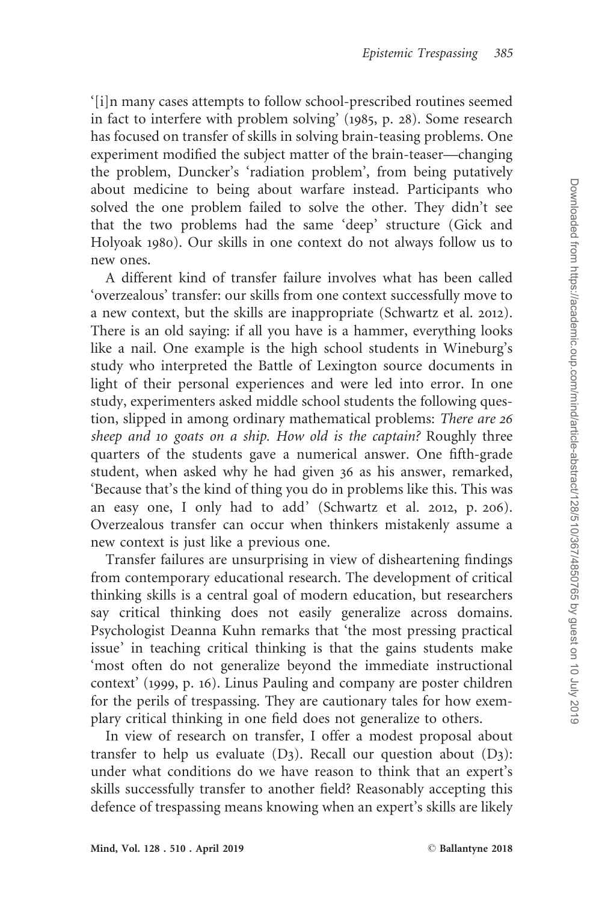'[i]n many cases attempts to follow school-prescribed routines seemed in fact to interfere with problem solving' (1985, p. 28). Some research has focused on transfer of skills in solving brain-teasing problems. One experiment modified the subject matter of the brain-teaser—changing the problem, Duncker's 'radiation problem', from being putatively about medicine to being about warfare instead. Participants who solved the one problem failed to solve the other. They didn't see that the two problems had the same 'deep' structure (Gick and Holyoak 1980). Our skills in one context do not always follow us to new ones.

A different kind of transfer failure involves what has been called 'overzealous' transfer: our skills from one context successfully move to a new context, but the skills are inappropriate (Schwartz et al. 2012). There is an old saying: if all you have is a hammer, everything looks like a nail. One example is the high school students in Wineburg's study who interpreted the Battle of Lexington source documents in light of their personal experiences and were led into error. In one study, experimenters asked middle school students the following question, slipped in among ordinary mathematical problems: *There are 26 sheep and 10 goats on a ship. How old is the captain?* Roughly three quarters of the students gave a numerical answer. One fifth-grade student, when asked why he had given 36 as his answer, remarked, 'Because that's the kind of thing you do in problems like this. This was an easy one, I only had to add' (Schwartz et al. 2012, p. 206). Overzealous transfer can occur when thinkers mistakenly assume a new context is just like a previous one.

Transfer failures are unsurprising in view of disheartening findings from contemporary educational research. The development of critical thinking skills is a central goal of modern education, but researchers say critical thinking does not easily generalize across domains. Psychologist Deanna Kuhn remarks that 'the most pressing practical issue' in teaching critical thinking is that the gains students make 'most often do not generalize beyond the immediate instructional context' (1999, p. 16). Linus Pauling and company are poster children for the perils of trespassing. They are cautionary tales for how exemplary critical thinking in one field does not generalize to others.

In view of research on transfer, I offer a modest proposal about transfer to help us evaluate (D3). Recall our question about (D3): under what conditions do we have reason to think that an expert's skills successfully transfer to another field? Reasonably accepting this defence of trespassing means knowing when an expert's skills are likely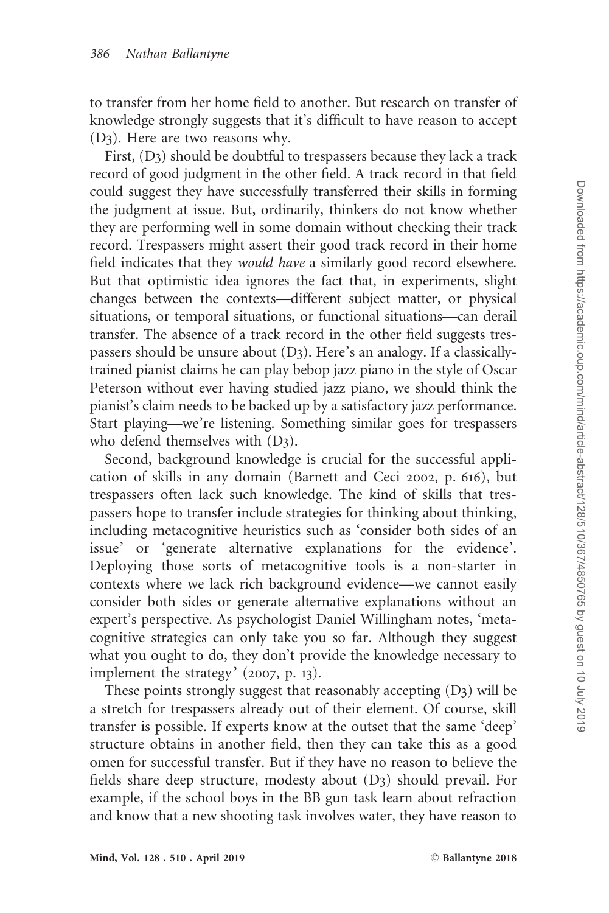to transfer from her home field to another. But research on transfer of knowledge strongly suggests that it's difficult to have reason to accept (D3). Here are two reasons why.

First, (D3) should be doubtful to trespassers because they lack a track record of good judgment in the other field. A track record in that field could suggest they have successfully transferred their skills in forming the judgment at issue. But, ordinarily, thinkers do not know whether they are performing well in some domain without checking their track record. Trespassers might assert their good track record in their home field indicates that they *would have* a similarly good record elsewhere. But that optimistic idea ignores the fact that, in experiments, slight changes between the contexts—different subject matter, or physical situations, or temporal situations, or functional situations—can derail transfer. The absence of a track record in the other field suggests trespassers should be unsure about (D3). Here's an analogy. If a classically-trained pianist claims he can play bebop jazz piano in the style of Oscar Peterson without ever having studied jazz piano, we should think the pianist's claim needs to be backed up by a satisfactory jazz performance. Start playing—we're listening. Something similar goes for trespassers who defend themselves with (D3).

Second, background knowledge is crucial for the successful application of skills in any domain (Barnett and Ceci 2002, p. 616), but trespassers often lack such knowledge. The kind of skills that trespassers hope to transfer include strategies for thinking about thinking, including metacognitive heuristics such as 'consider both sides of an issue' or 'generate alternative explanations for the evidence'. Deploying those sorts of metacognitive tools is a non-starter in contexts where we lack rich background evidence—we cannot easily consider both sides or generate alternative explanations without an expert's perspective. As psychologist Daniel Willingham notes, 'metacognitive strategies can only take you so far. Although they suggest what you ought to do, they don't provide the knowledge necessary to implement the strategy' (2007, p. 13).

These points strongly suggest that reasonably accepting (D3) will be a stretch for trespassers already out of their element. Of course, skill transfer is possible. If experts know at the outset that the same 'deep' structure obtains in another field, then they can take this as a good omen for successful transfer. But if they have no reason to believe the fields share deep structure, modesty about (D3) should prevail. For example, if the school boys in the BB gun task learn about refraction and know that a new shooting task involves water, they have reason to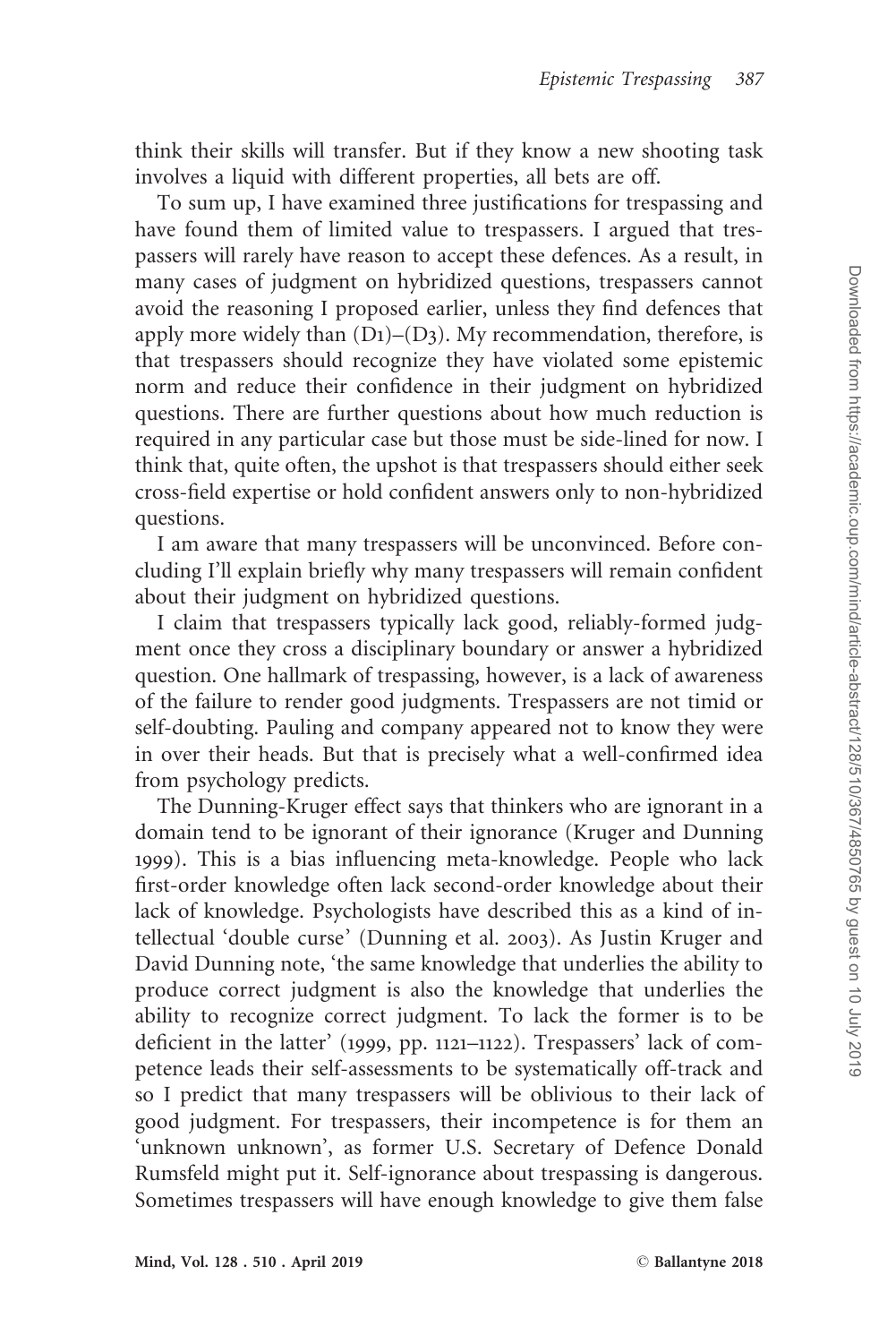think their skills will transfer. But if they know a new shooting task involves a liquid with different properties, all bets are off.

To sum up, I have examined three justifications for trespassing and have found them of limited value to trespassers. I argued that trespassers will rarely have reason to accept these defences. As a result, in many cases of judgment on hybridized questions, trespassers cannot avoid the reasoning I proposed earlier, unless they find defences that apply more widely than (D1)–(D3). My recommendation, therefore, is that trespassers should recognize they have violated some epistemic norm and reduce their confidence in their judgment on hybridized questions. There are further questions about how much reduction is required in any particular case but those must be side-lined for now. I think that, quite often, the upshot is that trespassers should either seek cross-field expertise or hold confident answers only to non-hybridized questions.

I am aware that many trespassers will be unconvinced. Before concluding I'll explain briefly why many trespassers will remain confident about their judgment on hybridized questions.

I claim that trespassers typically lack good, reliably-formed judgment once they cross a disciplinary boundary or answer a hybridized question. One hallmark of trespassing, however, is a lack of awareness of the failure to render good judgments. Trespassers are not timid or self-doubting. Pauling and company appeared not to know they were in over their heads. But that is precisely what a well-confirmed idea from psychology predicts.

The Dunning-Kruger effect says that thinkers who are ignorant in a domain tend to be ignorant of their ignorance (Kruger and Dunning 1999). This is a bias influencing meta-knowledge. People who lack first-order knowledge often lack second-order knowledge about their lack of knowledge. Psychologists have described this as a kind of intellectual 'double curse' (Dunning et al. 2003). As Justin Kruger and David Dunning note, 'the same knowledge that underlies the ability to produce correct judgment is also the knowledge that underlies the ability to recognize correct judgment. To lack the former is to be deficient in the latter' (1999, pp. 1121–1122). Trespassers' lack of competence leads their self-assessments to be systematically off-track and so I predict that many trespassers will be oblivious to their lack of good judgment. For trespassers, their incompetence is for them an 'unknown unknown', as former U.S. Secretary of Defence Donald Rumsfeld might put it. Self-ignorance about trespassing is dangerous. Sometimes trespassers will have enough knowledge to give them false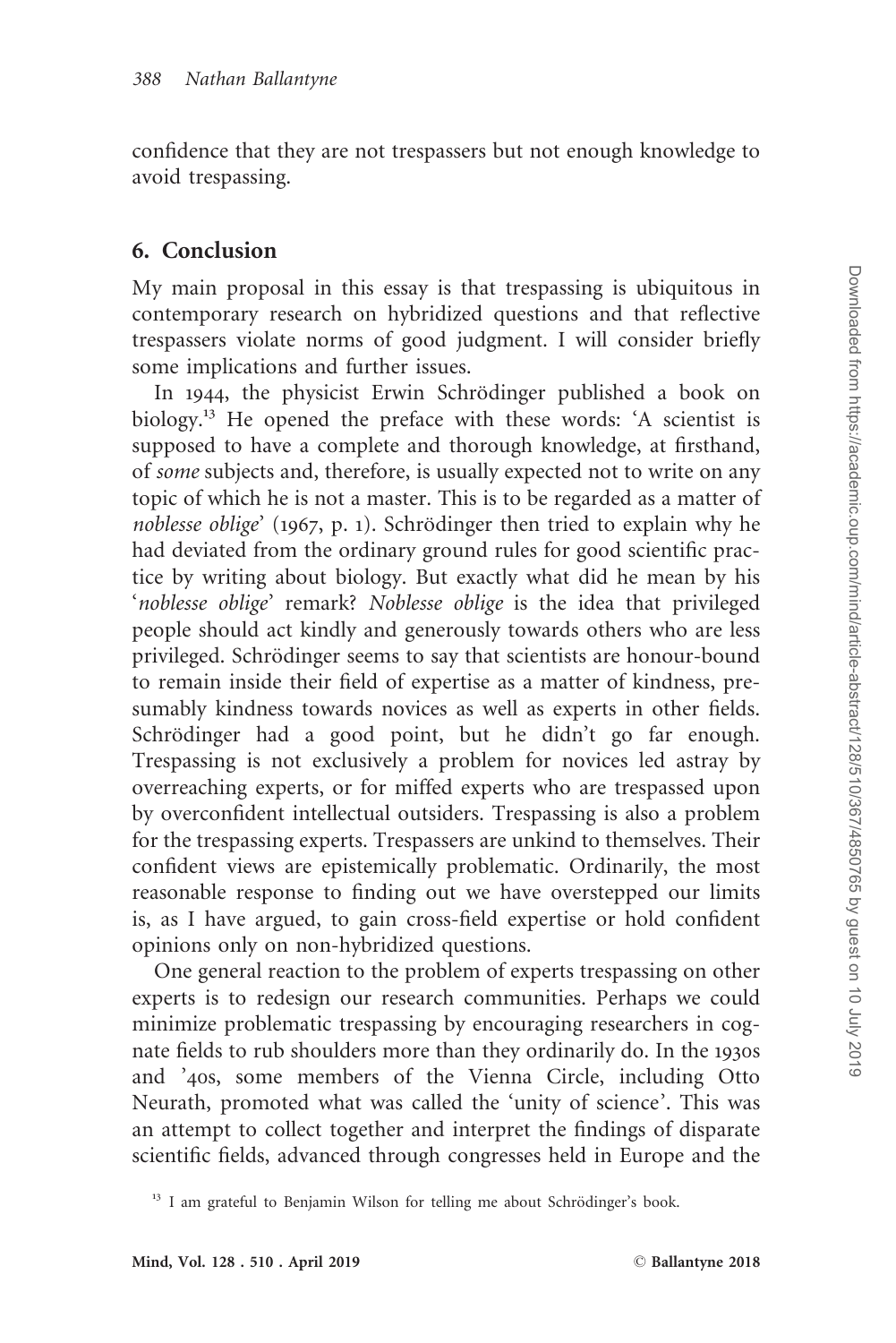confidence that they are not trespassers but not enough knowledge to avoid trespassing.

## 6. Conclusion

My main proposal in this essay is that trespassing is ubiquitous in contemporary research on hybridized questions and that reflective trespassers violate norms of good judgment. I will consider briefly some implications and further issues.

In 1944, the physicist Erwin Schrödinger published a book on biology.[13] He opened the preface with these words: 'A scientist is supposed to have a complete and thorough knowledge, at firsthand, of *some* subjects and, therefore, is usually expected not to write on any topic of which he is not a master. This is to be regarded as a matter of *noblesse oblige*' (1967, p. 1). Schrödinger then tried to explain why he had deviated from the ordinary ground rules for good scientific practice by writing about biology. But exactly what did he mean by his '*noblesse oblige*' remark? *Noblesse oblige* is the idea that privileged people should act kindly and generously towards others who are less privileged. Schrödinger seems to say that scientists are honour-bound to remain inside their field of expertise as a matter of kindness, presumably kindness towards novices as well as experts in other fields. Schrödinger had a good point, but he didn't go far enough. Trespassing is not exclusively a problem for novices led astray by overreaching experts, or for miffed experts who are trespassed upon by overconfident intellectual outsiders. Trespassing is also a problem for the trespassing experts. Trespassers are unkind to themselves. Their confident views are epistemically problematic. Ordinarily, the most reasonable response to finding out we have overstepped our limits is, as I have argued, to gain cross-field expertise or hold confident opinions only on non-hybridized questions.

One general reaction to the problem of experts trespassing on other experts is to redesign our research communities. Perhaps we could minimize problematic trespassing by encouraging researchers in cognate fields to rub shoulders more than they ordinarily do. In the 1930s and '40s, some members of the Vienna Circle, including Otto Neurath, promoted what was called the 'unity of science'. This was an attempt to collect together and interpret the findings of disparate scientific fields, advanced through congresses held in Europe and the

[13] I am grateful to Benjamin Wilson for telling me about Schrödinger's book.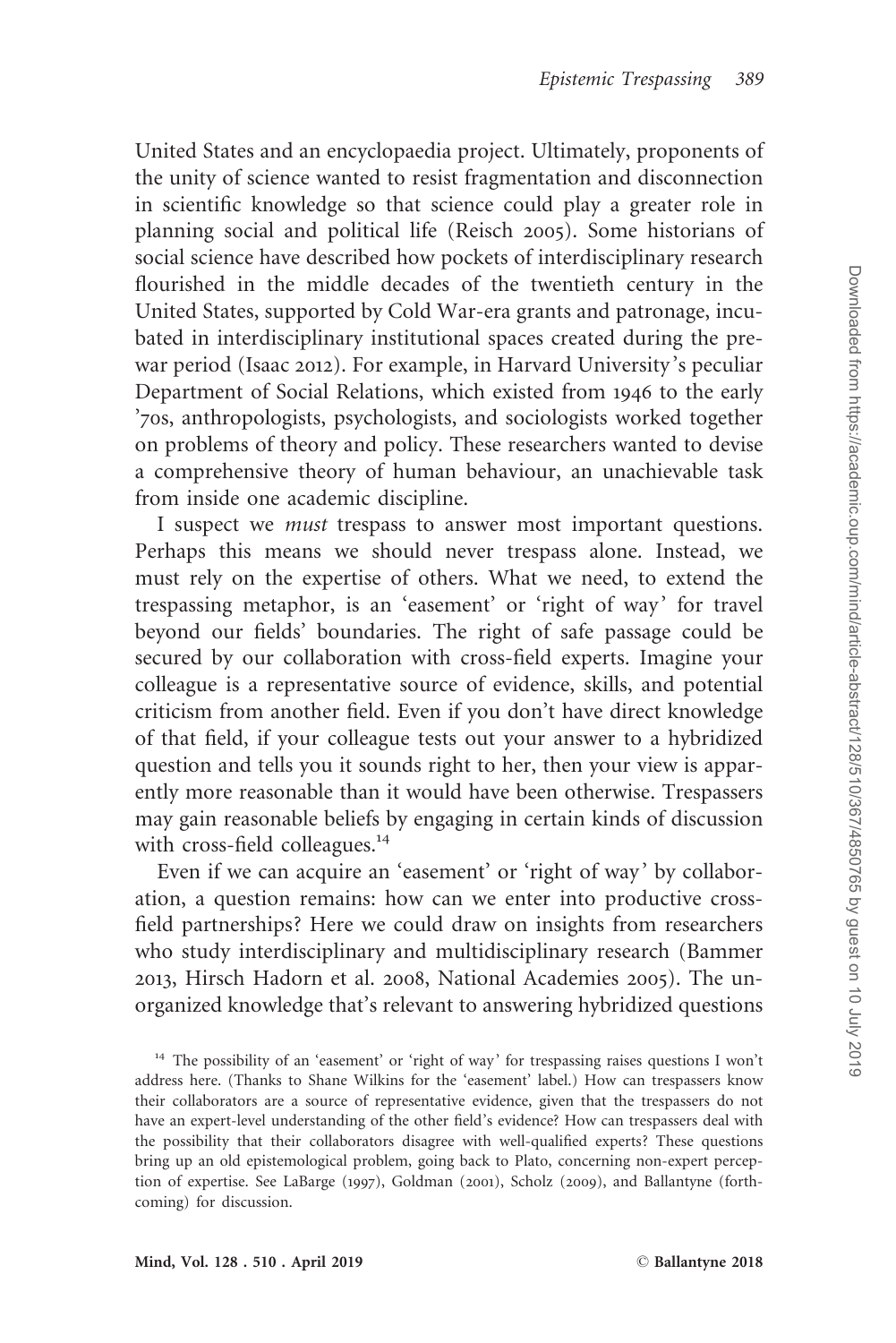United States and an encyclopaedia project. Ultimately, proponents of the unity of science wanted to resist fragmentation and disconnection in scientific knowledge so that science could play a greater role in planning social and political life (Reisch 2005). Some historians of social science have described how pockets of interdisciplinary research flourished in the middle decades of the twentieth century in the United States, supported by Cold War-era grants and patronage, incubated in interdisciplinary institutional spaces created during the pre-war period (Isaac 2012). For example, in Harvard University's peculiar Department of Social Relations, which existed from 1946 to the early '70s, anthropologists, psychologists, and sociologists worked together on problems of theory and policy. These researchers wanted to devise a comprehensive theory of human behaviour, an unachievable task from inside one academic discipline.

I suspect we *must* trespass to answer most important questions. Perhaps this means we should never trespass alone. Instead, we must rely on the expertise of others. What we need, to extend the trespassing metaphor, is an 'easement' or 'right of way' for travel beyond our fields' boundaries. The right of safe passage could be secured by our collaboration with cross-field experts. Imagine your colleague is a representative source of evidence, skills, and potential criticism from another field. Even if you don't have direct knowledge of that field, if your colleague tests out your answer to a hybridized question and tells you it sounds right to her, then your view is apparently more reasonable than it would have been otherwise. Trespassers may gain reasonable beliefs by engaging in certain kinds of discussion with cross-field colleagues.[14]

Even if we can acquire an 'easement' or 'right of way' by collaboration, a question remains: how can we enter into productive cross-field partnerships? Here we could draw on insights from researchers who study interdisciplinary and multidisciplinary research (Bammer 2013, Hirsch Hadorn et al. 2008, National Academies 2005). The unorganized knowledge that's relevant to answering hybridized questions

[14] The possibility of an 'easement' or 'right of way' for trespassing raises questions I won't address here. (Thanks to Shane Wilkins for the 'easement' label.) How can trespassers know their collaborators are a source of representative evidence, given that the trespassers do not have an expert-level understanding of the other field's evidence? How can trespassers deal with the possibility that their collaborators disagree with well-qualified experts? These questions bring up an old epistemological problem, going back to Plato, concerning non-expert perception of expertise. See LaBarge (1997), Goldman (2001), Scholz (2009), and Ballantyne (forthcoming) for discussion.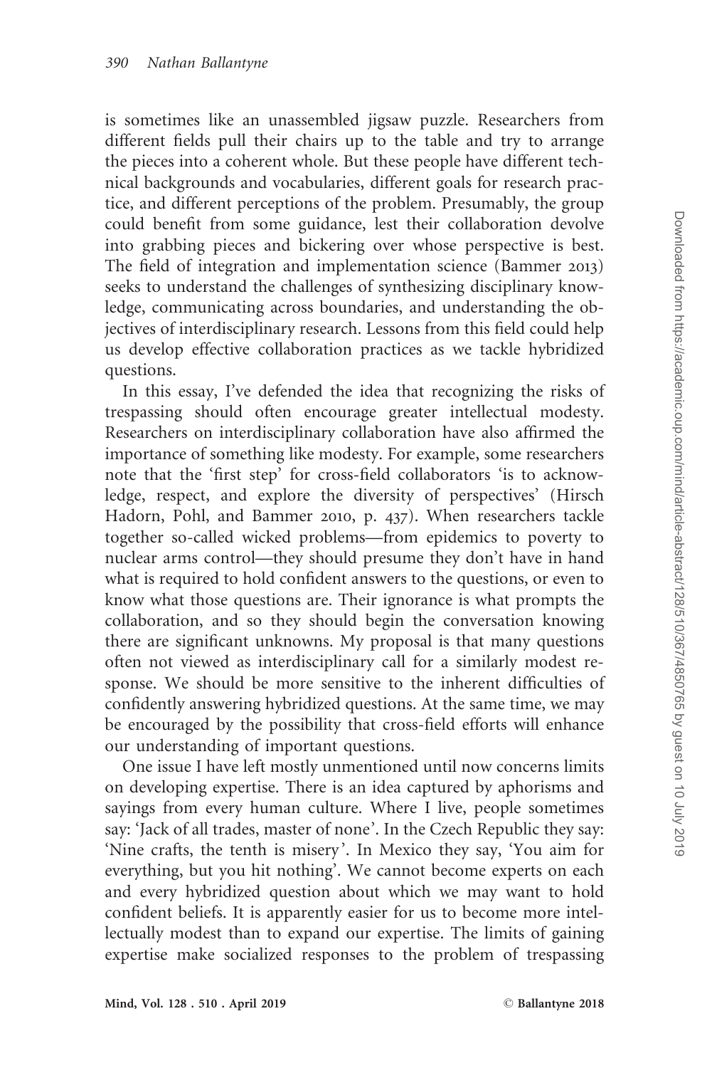is sometimes like an unassembled jigsaw puzzle. Researchers from different fields pull their chairs up to the table and try to arrange the pieces into a coherent whole. But these people have different technical backgrounds and vocabularies, different goals for research practice, and different perceptions of the problem. Presumably, the group could benefit from some guidance, lest their collaboration devolve into grabbing pieces and bickering over whose perspective is best. The field of integration and implementation science (Bammer 2013) seeks to understand the challenges of synthesizing disciplinary knowledge, communicating across boundaries, and understanding the objectives of interdisciplinary research. Lessons from this field could help us develop effective collaboration practices as we tackle hybridized questions.

In this essay, I've defended the idea that recognizing the risks of trespassing should often encourage greater intellectual modesty. Researchers on interdisciplinary collaboration have also affirmed the importance of something like modesty. For example, some researchers note that the 'first step' for cross-field collaborators 'is to acknowledge, respect, and explore the diversity of perspectives' (Hirsch Hadorn, Pohl, and Bammer 2010, p. 437). When researchers tackle together so-called wicked problems—from epidemics to poverty to nuclear arms control—they should presume they don't have in hand what is required to hold confident answers to the questions, or even to know what those questions are. Their ignorance is what prompts the collaboration, and so they should begin the conversation knowing there are significant unknowns. My proposal is that many questions often not viewed as interdisciplinary call for a similarly modest response. We should be more sensitive to the inherent difficulties of confidently answering hybridized questions. At the same time, we may be encouraged by the possibility that cross-field efforts will enhance our understanding of important questions.

One issue I have left mostly unmentioned until now concerns limits on developing expertise. There is an idea captured by aphorisms and sayings from every human culture. Where I live, people sometimes say: 'Jack of all trades, master of none'. In the Czech Republic they say: 'Nine crafts, the tenth is misery'. In Mexico they say, 'You aim for everything, but you hit nothing'. We cannot become experts on each and every hybridized question about which we may want to hold confident beliefs. It is apparently easier for us to become more intellectually modest than to expand our expertise. The limits of gaining expertise make socialized responses to the problem of trespassing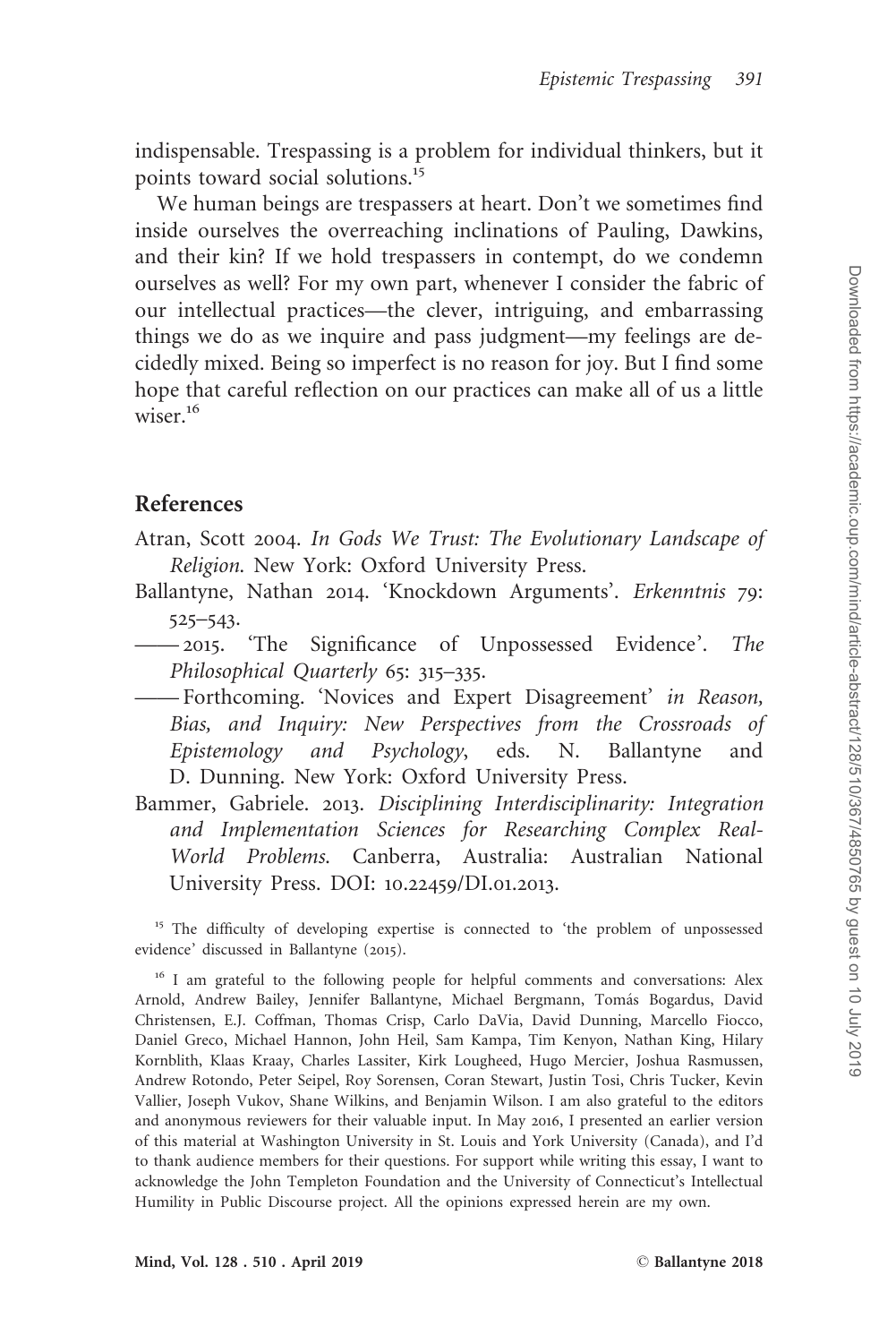indispensable. Trespassing is a problem for individual thinkers, but it points toward social solutions.[15]

We human beings are trespassers at heart. Don't we sometimes find inside ourselves the overreaching inclinations of Pauling, Dawkins, and their kin? If we hold trespassers in contempt, do we condemn ourselves as well? For my own part, whenever I consider the fabric of our intellectual practices—the clever, intriguing, and embarrassing things we do as we inquire and pass judgment—my feelings are decidedly mixed. Being so imperfect is no reason for joy. But I find some hope that careful reflection on our practices can make all of us a little wiser.[16]

## References

Atran, Scott 2004. *In Gods We Trust: The Evolutionary Landscape of Religion*. New York: Oxford University Press.

Ballantyne, Nathan 2014. 'Knockdown Arguments'. *Erkenntnis* 79: 525–543.

—— 2015. 'The Significance of Unpossessed Evidence'. *The Philosophical Quarterly* 65: 315–335.

—— Forthcoming. 'Novices and Expert Disagreement' *in Reason, Bias, and Inquiry: New Perspectives from the Crossroads of Epistemology and Psychology*, eds. N. Ballantyne and D. Dunning. New York: Oxford University Press.

Bammer, Gabriele. 2013. *Disciplining Interdisciplinarity: Integration and Implementation Sciences for Researching Complex Real-World Problems.* Canberra, Australia: Australian National University Press. DOI: 10.22459/DI.01.2013.

[15] The difficulty of developing expertise is connected to 'the problem of unpossessed evidence' discussed in Ballantyne (2015).

[16] I am grateful to the following people for helpful comments and conversations: Alex Arnold, Andrew Bailey, Jennifer Ballantyne, Michael Bergmann, Tomás Bogardus, David Christensen, E.J. Coffman, Thomas Crisp, Carlo DaVia, David Dunning, Marcello Fiocco, Daniel Greco, Michael Hannon, John Heil, Sam Kampa, Tim Kenyon, Nathan King, Hilary Kornblith, Klaas Kraay, Charles Lassiter, Kirk Lougheed, Hugo Mercier, Joshua Rasmussen, Andrew Rotondo, Peter Seipel, Roy Sorensen, Coran Stewart, Justin Tosi, Chris Tucker, Kevin Vallier, Joseph Vukov, Shane Wilkins, and Benjamin Wilson. I am also grateful to the editors and anonymous reviewers for their valuable input. In May 2016, I presented an earlier version of this material at Washington University in St. Louis and York University (Canada), and I'd to thank audience members for their questions. For support while writing this essay, I want to acknowledge the John Templeton Foundation and the University of Connecticut's Intellectual Humility in Public Discourse project. All the opinions expressed herein are my own.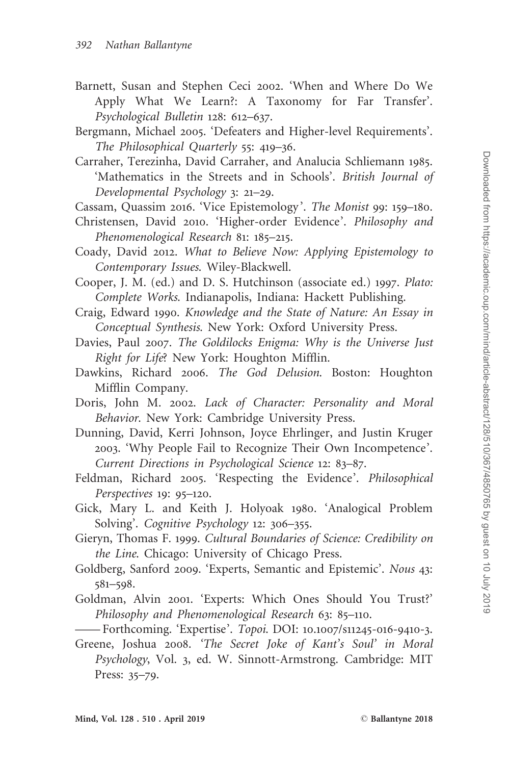Barnett, Susan and Stephen Ceci 2002. 'When and Where Do We Apply What We Learn?: A Taxonomy for Far Transfer'. *Psychological Bulletin* 128: 612–637.

Bergmann, Michael 2005. 'Defeaters and Higher-level Requirements'. *The Philosophical Quarterly* 55: 419–36.

Carraher, Terezinha, David Carraher, and Analucia Schliemann 1985. 'Mathematics in the Streets and in Schools'. *British Journal of Developmental Psychology* 3: 21–29.

Cassam, Quassim 2016. 'Vice Epistemology'. *The Monist* 99: 159–180.

Christensen, David 2010. 'Higher-order Evidence'. *Philosophy and Phenomenological Research* 81: 185–215.

Coady, David 2012. *What to Believe Now: Applying Epistemology to Contemporary Issues*. Wiley-Blackwell.

Cooper, J. M. (ed.) and D. S. Hutchinson (associate ed.) 1997. *Plato: Complete Works*. Indianapolis, Indiana: Hackett Publishing.

Craig, Edward 1990. *Knowledge and the State of Nature: An Essay in Conceptual Synthesis*. New York: Oxford University Press.

Davies, Paul 2007. *The Goldilocks Enigma: Why is the Universe Just Right for Life*? New York: Houghton Mifflin.

Dawkins, Richard 2006. *The God Delusion*. Boston: Houghton Mifflin Company.

Doris, John M. 2002. *Lack of Character: Personality and Moral Behavior*. New York: Cambridge University Press.

Dunning, David, Kerri Johnson, Joyce Ehrlinger, and Justin Kruger 2003. 'Why People Fail to Recognize Their Own Incompetence'. *Current Directions in Psychological Science* 12: 83–87.

Feldman, Richard 2005. 'Respecting the Evidence'. *Philosophical Perspectives* 19: 95–120.

Gick, Mary L. and Keith J. Holyoak 1980. 'Analogical Problem Solving'. *Cognitive Psychology* 12: 306–355.

Gieryn, Thomas F. 1999. *Cultural Boundaries of Science: Credibility on the Line*. Chicago: University of Chicago Press.

Goldberg, Sanford 2009. 'Experts, Semantic and Epistemic'. *Nous* 43: 581–598.

Goldman, Alvin 2001. 'Experts: Which Ones Should You Trust?' *Philosophy and Phenomenological Research* 63: 85–110.

—— Forthcoming. 'Expertise'. *Topoi*. DOI: 10.1007/s11245-016-9410-3.

Greene, Joshua 2008. '*The Secret Joke of Kant's Soul*' in *Moral Psychology*, Vol. 3, ed. W. Sinnott-Armstrong. Cambridge: MIT Press: 35–79.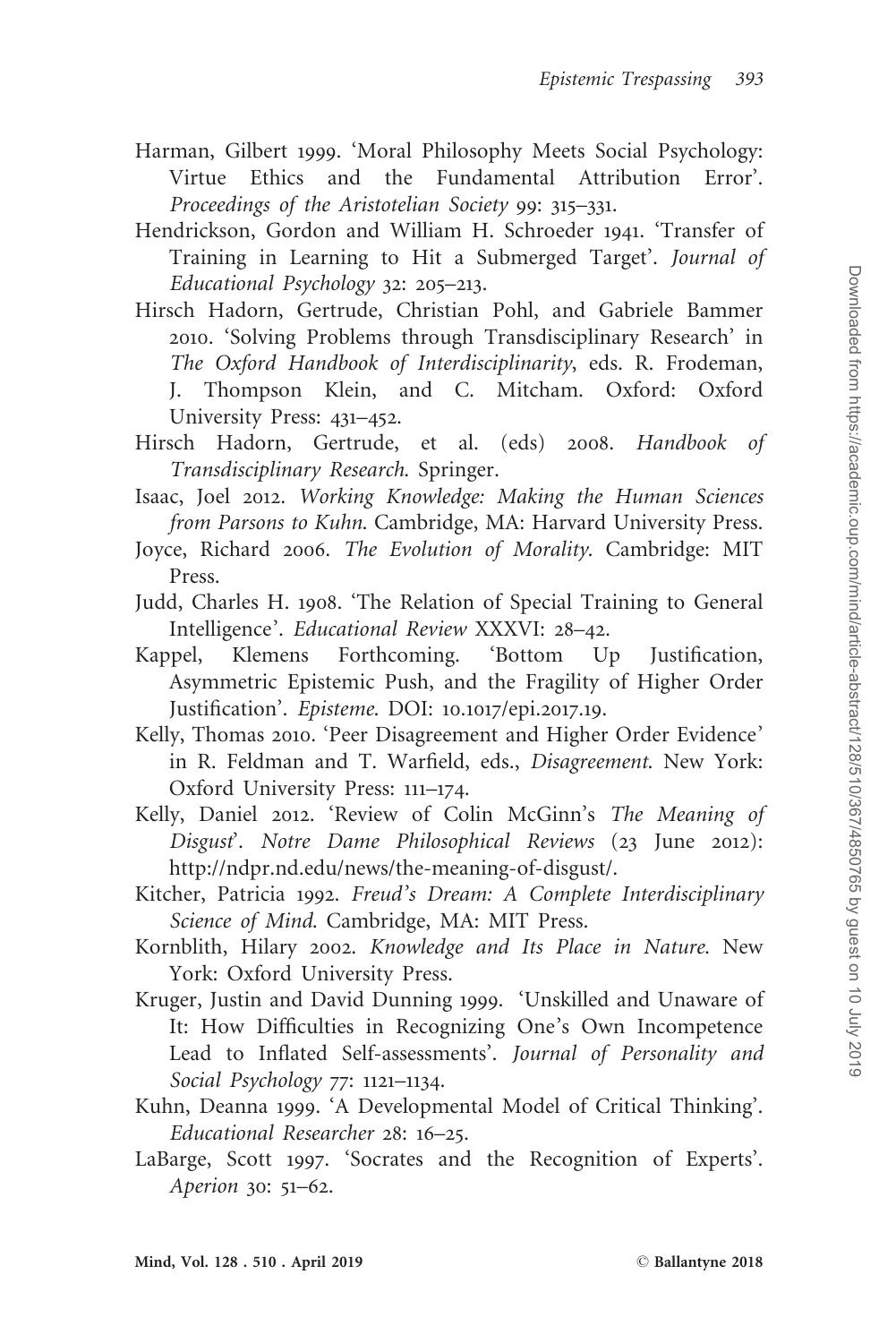Harman, Gilbert 1999. 'Moral Philosophy Meets Social Psychology: Virtue Ethics and the Fundamental Attribution Error'. *Proceedings of the Aristotelian Society* 99: 315–331.

Hendrickson, Gordon and William H. Schroeder 1941. 'Transfer of Training in Learning to Hit a Submerged Target'. *Journal of Educational Psychology* 32: 205–213.

Hirsch Hadorn, Gertrude, Christian Pohl, and Gabriele Bammer 2010. 'Solving Problems through Transdisciplinary Research' in *The Oxford Handbook of Interdisciplinarity*, eds. R. Frodeman, J. Thompson Klein, and C. Mitcham. Oxford: Oxford University Press: 431–452.

Hirsch Hadorn, Gertrude, et al. (eds) 2008. *Handbook of Transdisciplinary Research*. Springer.

Isaac, Joel 2012. *Working Knowledge: Making the Human Sciences from Parsons to Kuhn*. Cambridge, MA: Harvard University Press.

Joyce, Richard 2006. *The Evolution of Morality*. Cambridge: MIT Press.

Judd, Charles H. 1908. 'The Relation of Special Training to General Intelligence'. *Educational Review* XXXVI: 28–42.

Kappel, Klemens Forthcoming. 'Bottom Up Justification, Asymmetric Epistemic Push, and the Fragility of Higher Order Justification'. *Episteme*. DOI: 10.1017/epi.2017.19.

Kelly, Thomas 2010. 'Peer Disagreement and Higher Order Evidence' in R. Feldman and T. Warfield, eds., *Disagreement*. New York: Oxford University Press: 111–174.

Kelly, Daniel 2012. 'Review of Colin McGinn's *The Meaning of Disgust*'. *Notre Dame Philosophical Reviews* (23 June 2012): http://ndpr.nd.edu/news/the-meaning-of-disgust/.

Kitcher, Patricia 1992. *Freud's Dream: A Complete Interdisciplinary Science of Mind*. Cambridge, MA: MIT Press.

Kornblith, Hilary 2002. *Knowledge and Its Place in Nature*. New York: Oxford University Press.

Kruger, Justin and David Dunning 1999. 'Unskilled and Unaware of It: How Difficulties in Recognizing One's Own Incompetence Lead to Inflated Self-assessments'. *Journal of Personality and Social Psychology* 77: 1121–1134.

Kuhn, Deanna 1999. 'A Developmental Model of Critical Thinking'. *Educational Researcher* 28: 16–25.

LaBarge, Scott 1997. 'Socrates and the Recognition of Experts'. *Aperion* 30: 51–62.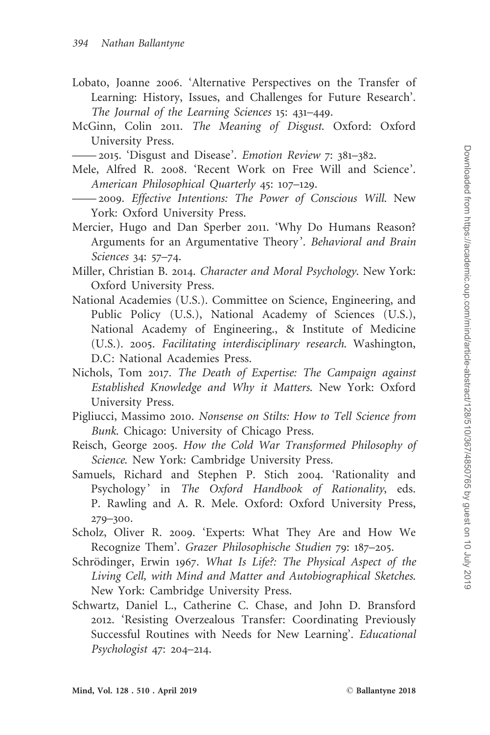Lobato, Joanne 2006. 'Alternative Perspectives on the Transfer of Learning: History, Issues, and Challenges for Future Research'. *The Journal of the Learning Sciences* 15: 431–449.

McGinn, Colin 2011. *The Meaning of Disgust*. Oxford: Oxford University Press.

—— 2015. 'Disgust and Disease'. *Emotion Review* 7: 381–382.

Mele, Alfred R. 2008. 'Recent Work on Free Will and Science'. *American Philosophical Quarterly* 45: 107–129.

—— 2009. *Effective Intentions: The Power of Conscious Will*. New York: Oxford University Press.

Mercier, Hugo and Dan Sperber 2011. 'Why Do Humans Reason? Arguments for an Argumentative Theory'. *Behavioral and Brain Sciences* 34: 57–74.

Miller, Christian B. 2014. *Character and Moral Psychology*. New York: Oxford University Press.

National Academies (U.S.). Committee on Science, Engineering, and Public Policy (U.S.), National Academy of Sciences (U.S.), National Academy of Engineering., & Institute of Medicine (U.S.). 2005. *Facilitating interdisciplinary research*. Washington, D.C: National Academies Press.

Nichols, Tom 2017. *The Death of Expertise: The Campaign against Established Knowledge and Why it Matters*. New York: Oxford University Press.

Pigliucci, Massimo 2010. *Nonsense on Stilts: How to Tell Science from Bunk*. Chicago: University of Chicago Press.

Reisch, George 2005. *How the Cold War Transformed Philosophy of Science*. New York: Cambridge University Press.

Samuels, Richard and Stephen P. Stich 2004. 'Rationality and Psychology' in *The Oxford Handbook of Rationality*, eds. P. Rawling and A. R. Mele. Oxford: Oxford University Press, 279–300.

Scholz, Oliver R. 2009. 'Experts: What They Are and How We Recognize Them'. *Grazer Philosophische Studien* 79: 187–205.

Schrödinger, Erwin 1967. *What Is Life?: The Physical Aspect of the Living Cell, with Mind and Matter and Autobiographical Sketches*. New York: Cambridge University Press.

Schwartz, Daniel L., Catherine C. Chase, and John D. Bransford 2012. 'Resisting Overzealous Transfer: Coordinating Previously Successful Routines with Needs for New Learning'. *Educational Psychologist* 47: 204–214.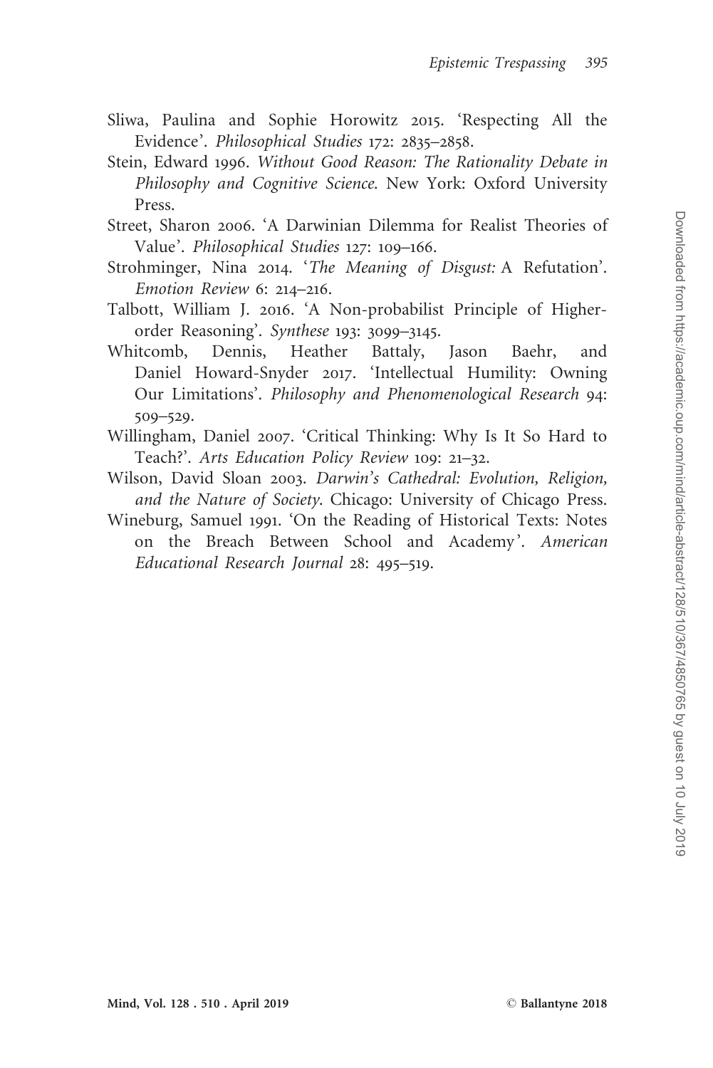Sliwa, Paulina and Sophie Horowitz 2015. 'Respecting All the Evidence'. *Philosophical Studies* 172: 2835–2858.

Stein, Edward 1996. *Without Good Reason: The Rationality Debate in Philosophy and Cognitive Science*. New York: Oxford University Press.

Street, Sharon 2006. 'A Darwinian Dilemma for Realist Theories of Value'. *Philosophical Studies* 127: 109–166.

Strohminger, Nina 2014. '*The Meaning of Disgust:* A Refutation'. *Emotion Review* 6: 214–216.

Talbott, William J. 2016. 'A Non-probabilist Principle of Higher-order Reasoning'. *Synthese* 193: 3099–3145.

Whitcomb, Dennis, Heather Battaly, Jason Baehr, and Daniel Howard-Snyder 2017. 'Intellectual Humility: Owning Our Limitations'. *Philosophy and Phenomenological Research* 94: 509–529.

Willingham, Daniel 2007. 'Critical Thinking: Why Is It So Hard to Teach?'. *Arts Education Policy Review* 109: 21–32.

Wilson, David Sloan 2003. *Darwin's Cathedral: Evolution, Religion, and the Nature of Society*. Chicago: University of Chicago Press.

Wineburg, Samuel 1991. 'On the Reading of Historical Texts: Notes on the Breach Between School and Academy'. *American Educational Research Journal* 28: 495–519.